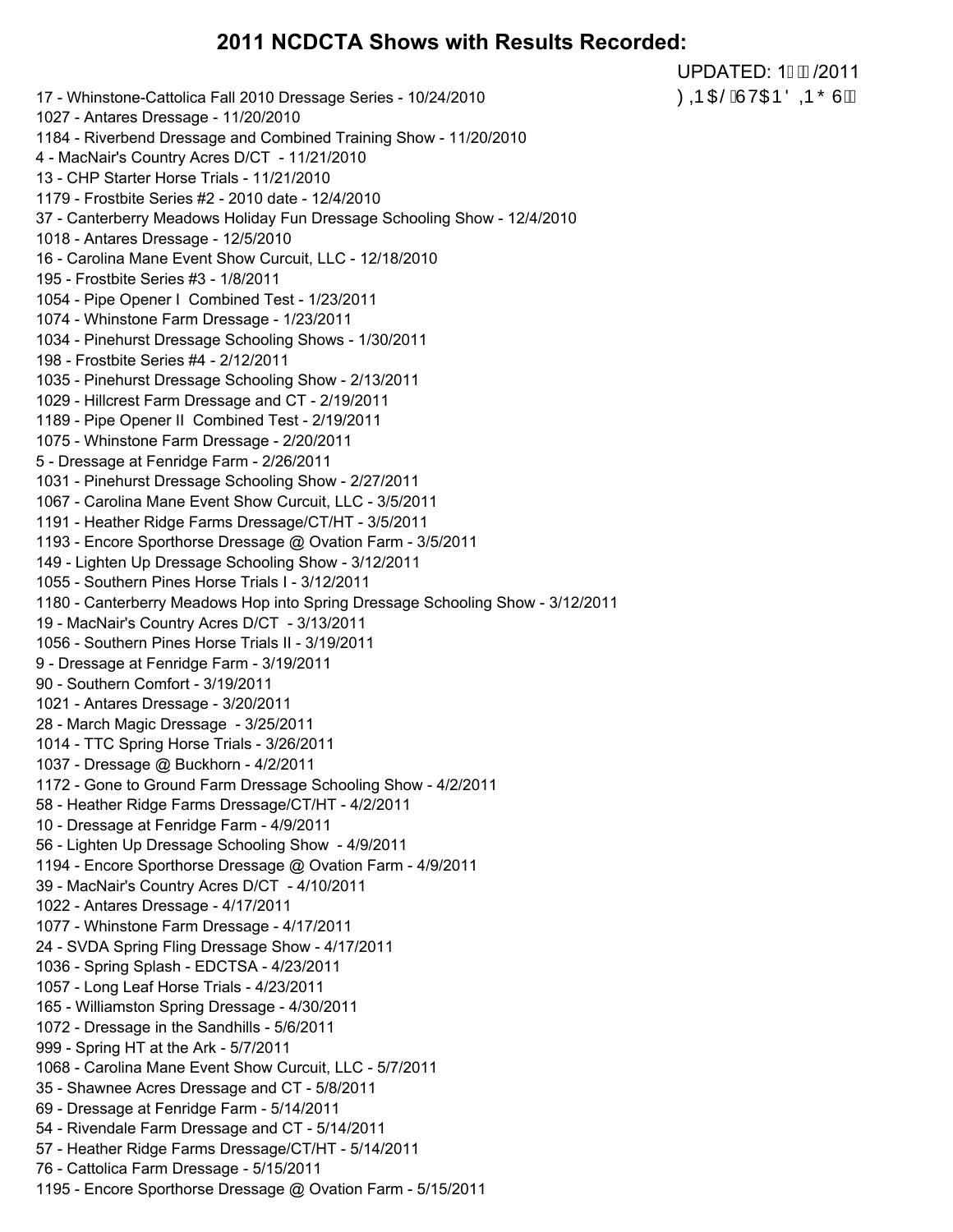## 2011 NCDCTA Shows with Results Recorded:

UPDATED: 1 /2011

FINAL STANDINGS

17 - Whinstone-Cattolica Fall 2010 Dressage Series - 10/24/2010
1027 - Antares Dressage - 11/20/2010
1184 - Riverbend Dressage and Combined Training Show - 11/20/2010
4 - MacNair's Country Acres D/CT - 11/21/2010
13 - CHP Starter Horse Trials - 11/21/2010
1179 - Frostbite Series #2 - 2010 date - 12/4/2010
37 - Canterberry Meadows Holiday Fun Dressage Schooling Show - 12/4/2010
1018 - Antares Dressage - 12/5/2010
16 - Carolina Mane Event Show Curcuit, LLC - 12/18/2010
195 - Frostbite Series #3 - 1/8/2011
1054 - Pipe Opener I Combined Test - 1/23/2011
1074 - Whinstone Farm Dressage - 1/23/2011
1034 - Pinehurst Dressage Schooling Shows - 1/30/2011
198 - Frostbite Series #4 - 2/12/2011
1035 - Pinehurst Dressage Schooling Show - 2/13/2011
1029 - Hillcrest Farm Dressage and CT - 2/19/2011
1189 - Pipe Opener II Combined Test - 2/19/2011
1075 - Whinstone Farm Dressage - 2/20/2011
5 - Dressage at Fenridge Farm - 2/26/2011
1031 - Pinehurst Dressage Schooling Show - 2/27/2011
1067 - Carolina Mane Event Show Curcuit, LLC - 3/5/2011
1191 - Heather Ridge Farms Dressage/CT/HT - 3/5/2011
1193 - Encore Sporthorse Dressage @ Ovation Farm - 3/5/2011
149 - Lighten Up Dressage Schooling Show - 3/12/2011
1055 - Southern Pines Horse Trials I - 3/12/2011
1180 - Canterberry Meadows Hop into Spring Dressage Schooling Show - 3/12/2011
19 - MacNair's Country Acres D/CT - 3/13/2011
1056 - Southern Pines Horse Trials II - 3/19/2011
9 - Dressage at Fenridge Farm - 3/19/2011
90 - Southern Comfort - 3/19/2011
1021 - Antares Dressage - 3/20/2011
28 - March Magic Dressage - 3/25/2011
1014 - TTC Spring Horse Trials - 3/26/2011
1037 - Dressage @ Buckhorn - 4/2/2011
1172 - Gone to Ground Farm Dressage Schooling Show - 4/2/2011
58 - Heather Ridge Farms Dressage/CT/HT - 4/2/2011
10 - Dressage at Fenridge Farm - 4/9/2011
56 - Lighten Up Dressage Schooling Show - 4/9/2011
1194 - Encore Sporthorse Dressage @ Ovation Farm - 4/9/2011
39 - MacNair's Country Acres D/CT - 4/10/2011
1022 - Antares Dressage - 4/17/2011
1077 - Whinstone Farm Dressage - 4/17/2011
24 - SVDA Spring Fling Dressage Show - 4/17/2011
1036 - Spring Splash - EDCTSA - 4/23/2011
1057 - Long Leaf Horse Trials - 4/23/2011
165 - Williamston Spring Dressage - 4/30/2011
1072 - Dressage in the Sandhills - 5/6/2011
999 - Spring HT at the Ark - 5/7/2011
1068 - Carolina Mane Event Show Curcuit, LLC - 5/7/2011
35 - Shawnee Acres Dressage and CT - 5/8/2011
69 - Dressage at Fenridge Farm - 5/14/2011
54 - Rivendale Farm Dressage and CT - 5/14/2011
57 - Heather Ridge Farms Dressage/CT/HT - 5/14/2011
76 - Cattolica Farm Dressage - 5/15/2011
1195 - Encore Sporthorse Dressage @ Ovation Farm - 5/15/2011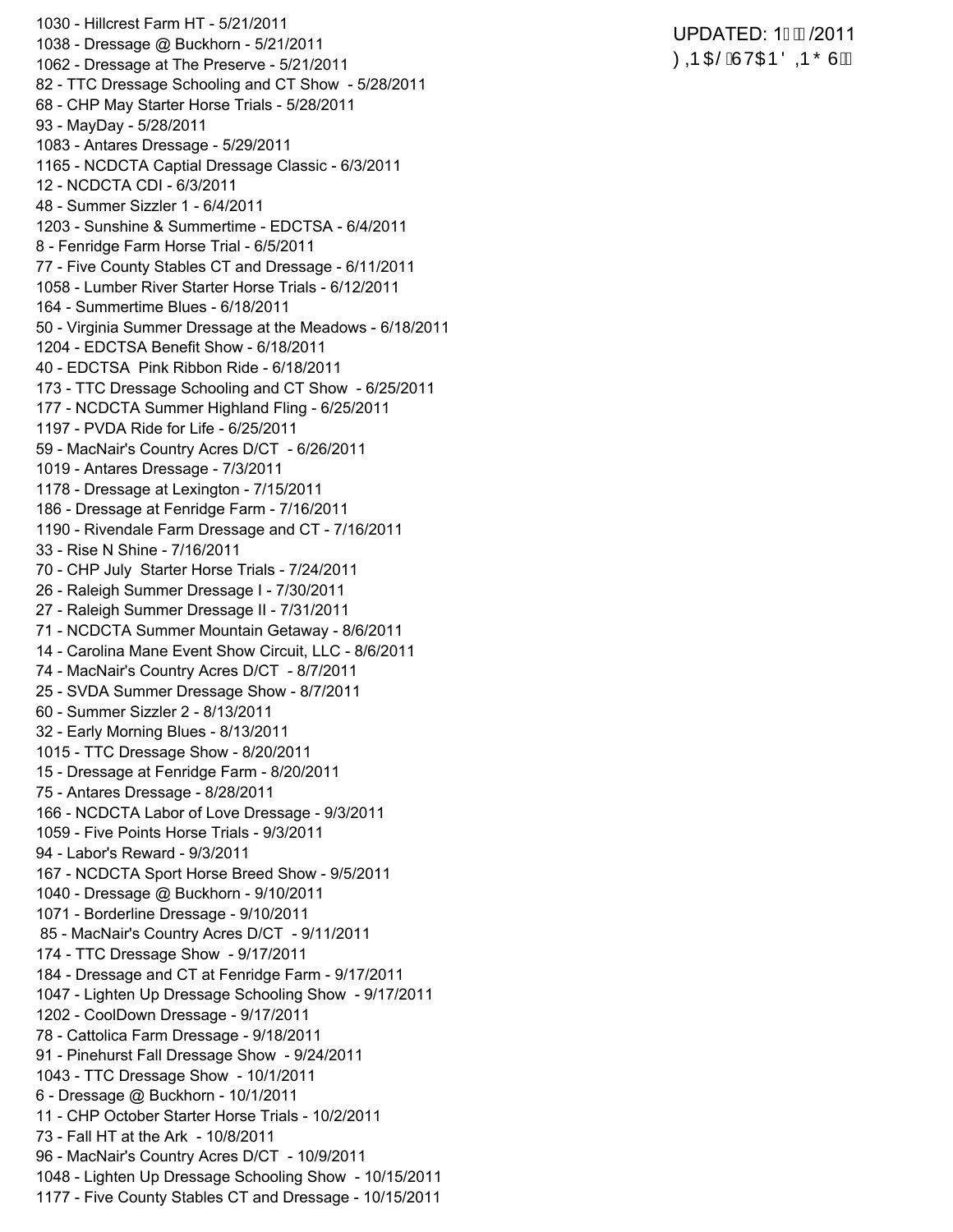1030 - Hillcrest Farm HT - 5/21/2011
1038 - Dressage @ Buckhorn - 5/21/2011
1062 - Dressage at The Preserve - 5/21/2011
82 - TTC Dressage Schooling and CT Show - 5/28/2011
68 - CHP May Starter Horse Trials - 5/28/2011
93 - MayDay - 5/28/2011
1083 - Antares Dressage - 5/29/2011
1165 - NCDCTA Captial Dressage Classic - 6/3/2011
12 - NCDCTA CDI - 6/3/2011
48 - Summer Sizzler 1 - 6/4/2011
1203 - Sunshine & Summertime - EDCTSA - 6/4/2011
8 - Fenridge Farm Horse Trial - 6/5/2011
77 - Five County Stables CT and Dressage - 6/11/2011
1058 - Lumber River Starter Horse Trials - 6/12/2011
164 - Summertime Blues - 6/18/2011
50 - Virginia Summer Dressage at the Meadows - 6/18/2011
1204 - EDCTSA Benefit Show - 6/18/2011
40 - EDCTSA Pink Ribbon Ride - 6/18/2011
173 - TTC Dressage Schooling and CT Show - 6/25/2011
177 - NCDCTA Summer Highland Fling - 6/25/2011
1197 - PVDA Ride for Life - 6/25/2011
59 - MacNair's Country Acres D/CT - 6/26/2011
1019 - Antares Dressage - 7/3/2011
1178 - Dressage at Lexington - 7/15/2011
186 - Dressage at Fenridge Farm - 7/16/2011
1190 - Rivendale Farm Dressage and CT - 7/16/2011
33 - Rise N Shine - 7/16/2011
70 - CHP July Starter Horse Trials - 7/24/2011
26 - Raleigh Summer Dressage I - 7/30/2011
27 - Raleigh Summer Dressage II - 7/31/2011
71 - NCDCTA Summer Mountain Getaway - 8/6/2011
14 - Carolina Mane Event Show Circuit, LLC - 8/6/2011
74 - MacNair's Country Acres D/CT - 8/7/2011
25 - SVDA Summer Dressage Show - 8/7/2011
60 - Summer Sizzler 2 - 8/13/2011
32 - Early Morning Blues - 8/13/2011
1015 - TTC Dressage Show - 8/20/2011
15 - Dressage at Fenridge Farm - 8/20/2011
75 - Antares Dressage - 8/28/2011
166 - NCDCTA Labor of Love Dressage - 9/3/2011
1059 - Five Points Horse Trials - 9/3/2011
94 - Labor's Reward - 9/3/2011
167 - NCDCTA Sport Horse Breed Show - 9/5/2011
1040 - Dressage @ Buckhorn - 9/10/2011
1071 - Borderline Dressage - 9/10/2011
85 - MacNair's Country Acres D/CT - 9/11/2011
174 - TTC Dressage Show - 9/17/2011
184 - Dressage and CT at Fenridge Farm - 9/17/2011
1047 - Lighten Up Dressage Schooling Show - 9/17/2011
1202 - CoolDown Dressage - 9/17/2011
78 - Cattolica Farm Dressage - 9/18/2011
91 - Pinehurst Fall Dressage Show - 9/24/2011
1043 - TTC Dressage Show - 10/1/2011
6 - Dressage @ Buckhorn - 10/1/2011
11 - CHP October Starter Horse Trials - 10/2/2011
73 - Fall HT at the Ark - 10/8/2011
96 - MacNair's Country Acres D/CT - 10/9/2011
1048 - Lighten Up Dressage Schooling Show - 10/15/2011
1177 - Five County Stables CT and Dressage - 10/15/2011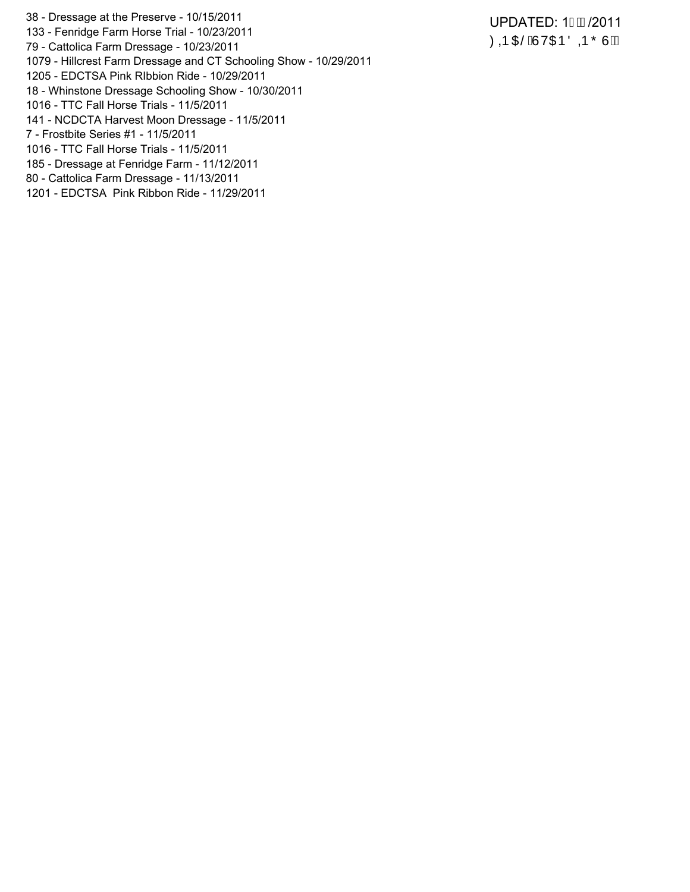38 - Dressage at the Preserve - 10/15/2011
133 - Fenridge Farm Horse Trial - 10/23/2011
79 - Cattolica Farm Dressage - 10/23/2011
1079 - Hillcrest Farm Dressage and CT Schooling Show - 10/29/2011
1205 - EDCTSA Pink RIbbion Ride - 10/29/2011
18 - Whinstone Dressage Schooling Show - 10/30/2011
1016 - TTC Fall Horse Trials - 11/5/2011
141 - NCDCTA Harvest Moon Dressage - 11/5/2011
7 - Frostbite Series #1 - 11/5/2011
1016 - TTC Fall Horse Trials - 11/5/2011
185 - Dressage at Fenridge Farm - 11/12/2011
80 - Cattolica Farm Dressage - 11/13/2011
1201 - EDCTSA  Pink Ribbon Ride - 11/29/2011

UPDATED: 1 /2011
) ,1 $/ 67$1 ' ,1 * 6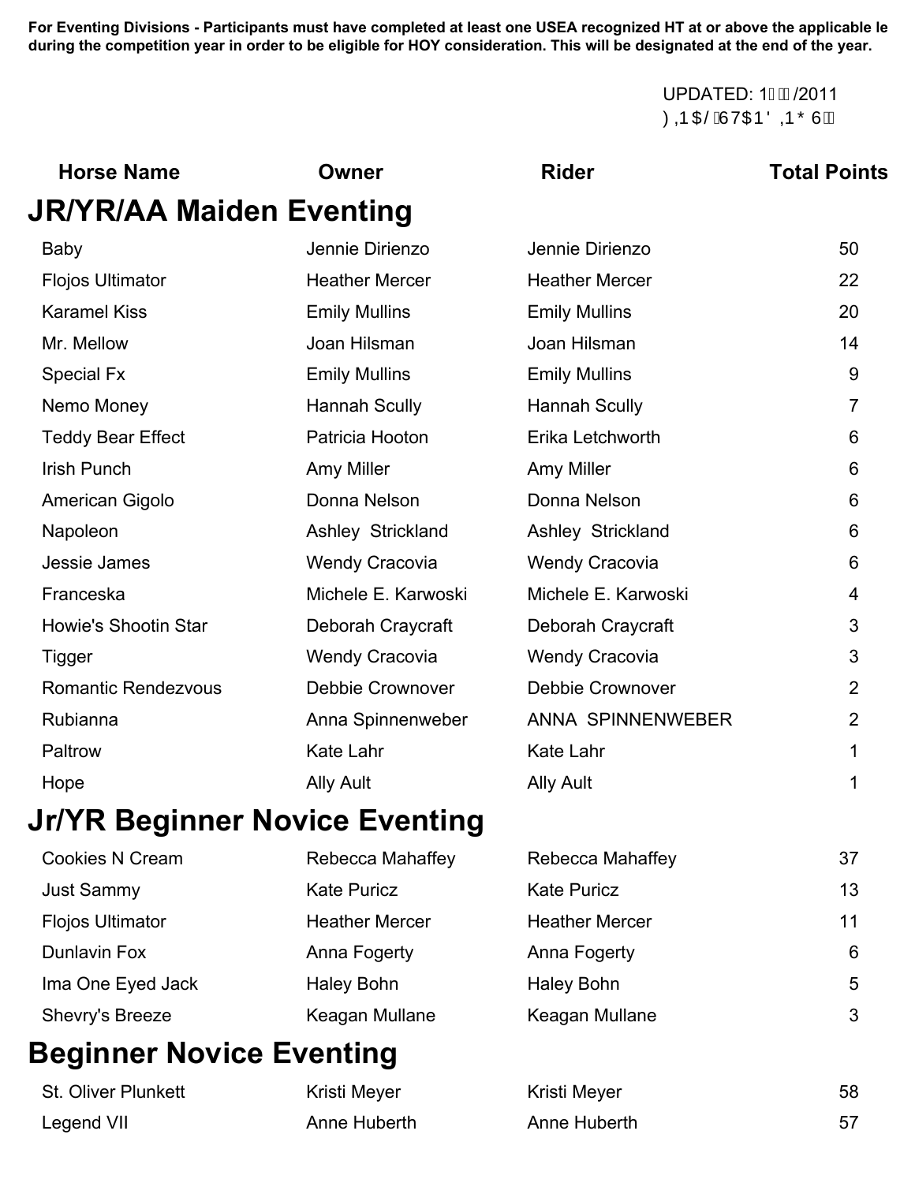**For Eventing Divisions - Participants must have completed at least one USEA recognized HT at or above the applicable le during the competition year in order to be eligible for HOY consideration. This will be designated at the end of the year.**

UPDATED: 1 /2011
) ,1$/ 67$1' ,1* 6

| Horse Name | Owner | Rider | Total Points |
|---|---|---|---|

## JR/YR/AA Maiden Eventing

| Horse Name | Owner | Rider | Total Points |
|---|---|---|---|
| Baby | Jennie Dirienzo | Jennie Dirienzo | 50 |
| Flojos Ultimator | Heather Mercer | Heather Mercer | 22 |
| Karamel Kiss | Emily Mullins | Emily Mullins | 20 |
| Mr. Mellow | Joan Hilsman | Joan Hilsman | 14 |
| Special Fx | Emily Mullins | Emily Mullins | 9 |
| Nemo Money | Hannah Scully | Hannah Scully | 7 |
| Teddy Bear Effect | Patricia Hooton | Erika Letchworth | 6 |
| Irish Punch | Amy Miller | Amy Miller | 6 |
| American Gigolo | Donna Nelson | Donna Nelson | 6 |
| Napoleon | Ashley Strickland | Ashley Strickland | 6 |
| Jessie James | Wendy Cracovia | Wendy Cracovia | 6 |
| Franceska | Michele E. Karwoski | Michele E. Karwoski | 4 |
| Howie's Shootin Star | Deborah Craycraft | Deborah Craycraft | 3 |
| Tigger | Wendy Cracovia | Wendy Cracovia | 3 |
| Romantic Rendezvous | Debbie Crownover | Debbie Crownover | 2 |
| Rubianna | Anna Spinnenweber | ANNA SPINNENWEBER | 2 |
| Paltrow | Kate Lahr | Kate Lahr | 1 |
| Hope | Ally Ault | Ally Ault | 1 |

## Jr/YR Beginner Novice Eventing

| Horse Name | Owner | Rider | Total Points |
|---|---|---|---|
| Cookies N Cream | Rebecca Mahaffey | Rebecca Mahaffey | 37 |
| Just Sammy | Kate Puricz | Kate Puricz | 13 |
| Flojos Ultimator | Heather Mercer | Heather Mercer | 11 |
| Dunlavin Fox | Anna Fogerty | Anna Fogerty | 6 |
| Ima One Eyed Jack | Haley Bohn | Haley Bohn | 5 |
| Shevry's Breeze | Keagan Mullane | Keagan Mullane | 3 |

## Beginner Novice Eventing

| Horse Name | Owner | Rider | Total Points |
|---|---|---|---|
| St. Oliver Plunkett | Kristi Meyer | Kristi Meyer | 58 |
| Legend VII | Anne Huberth | Anne Huberth | 57 |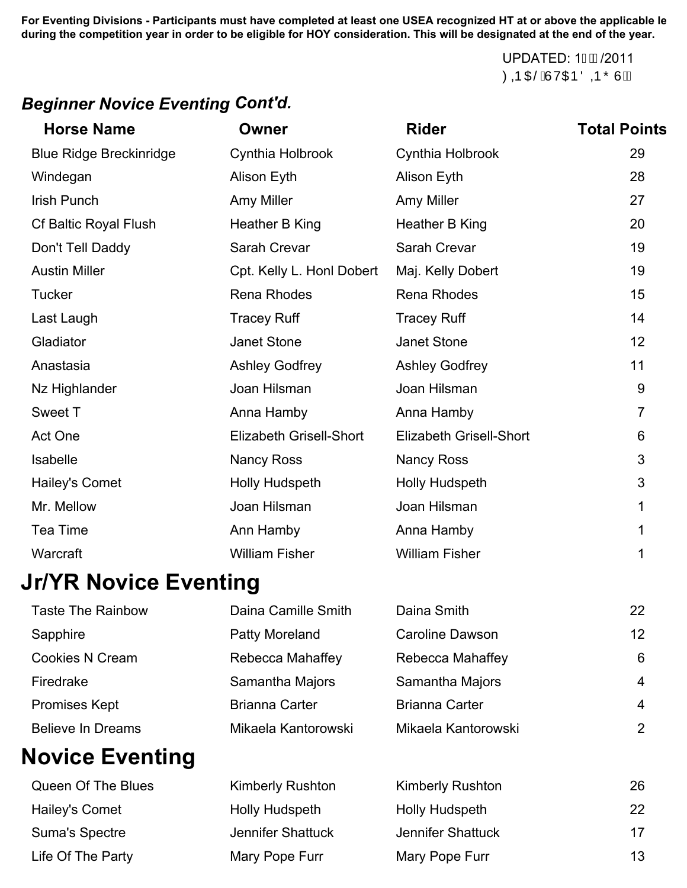### *Beginner Novice Eventing Cont'd.*

| Horse Name | Owner | Rider | Total Points |
|---|---|---|---|
| Blue Ridge Breckinridge | Cynthia Holbrook | Cynthia Holbrook | 29 |
| Windegan | Alison Eyth | Alison Eyth | 28 |
| Irish Punch | Amy Miller | Amy Miller | 27 |
| Cf Baltic Royal Flush | Heather B King | Heather B King | 20 |
| Don't Tell Daddy | Sarah Crevar | Sarah Crevar | 19 |
| Austin Miller | Cpt. Kelly L. Honl Dobert | Maj. Kelly Dobert | 19 |
| Tucker | Rena Rhodes | Rena Rhodes | 15 |
| Last Laugh | Tracey Ruff | Tracey Ruff | 14 |
| Gladiator | Janet Stone | Janet Stone | 12 |
| Anastasia | Ashley Godfrey | Ashley Godfrey | 11 |
| Nz Highlander | Joan Hilsman | Joan Hilsman | 9 |
| Sweet T | Anna Hamby | Anna Hamby | 7 |
| Act One | Elizabeth Grisell-Short | Elizabeth Grisell-Short | 6 |
| Isabelle | Nancy Ross | Nancy Ross | 3 |
| Hailey's Comet | Holly Hudspeth | Holly Hudspeth | 3 |
| Mr. Mellow | Joan Hilsman | Joan Hilsman | 1 |
| Tea Time | Ann Hamby | Anna Hamby | 1 |
| Warcraft | William Fisher | William Fisher | 1 |

# Jr/YR Novice Eventing

| Horse Name | Owner | Rider | Total Points |
|---|---|---|---|
| Taste The Rainbow | Daina Camille Smith | Daina Smith | 22 |
| Sapphire | Patty Moreland | Caroline Dawson | 12 |
| Cookies N Cream | Rebecca Mahaffey | Rebecca Mahaffey | 6 |
| Firedrake | Samantha Majors | Samantha Majors | 4 |
| Promises Kept | Brianna Carter | Brianna Carter | 4 |
| Believe In Dreams | Mikaela Kantorowski | Mikaela Kantorowski | 2 |

# Novice Eventing

| Horse Name | Owner | Rider | Total Points |
|---|---|---|---|
| Queen Of The Blues | Kimberly Rushton | Kimberly Rushton | 26 |
| Hailey's Comet | Holly Hudspeth | Holly Hudspeth | 22 |
| Suma's Spectre | Jennifer Shattuck | Jennifer Shattuck | 17 |
| Life Of The Party | Mary Pope Furr | Mary Pope Furr | 13 |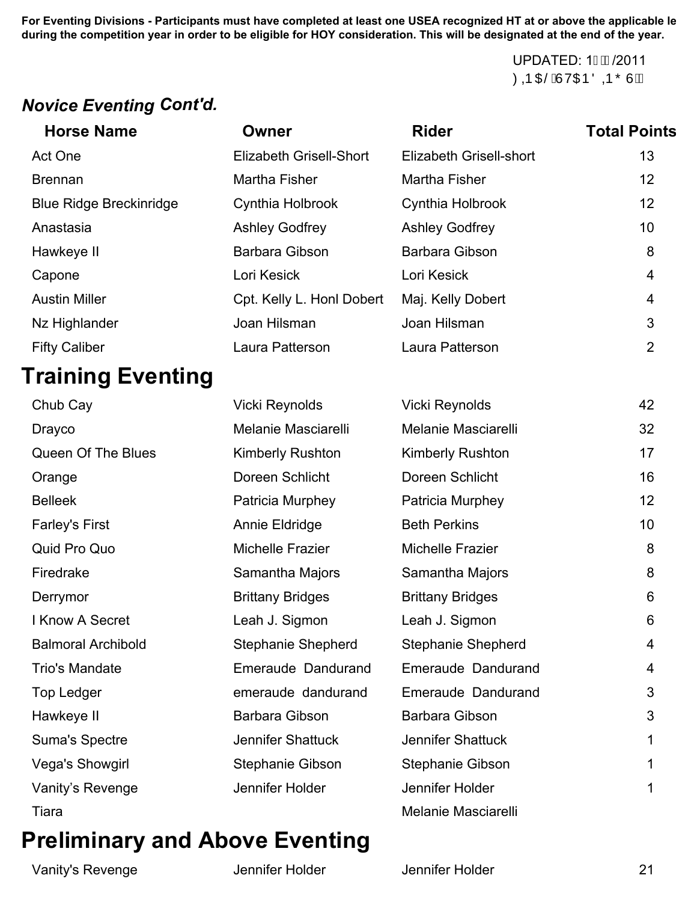**For Eventing Divisions - Participants must have completed at least one USEA recognized HT at or above the applicable le during the competition year in order to be eligible for HOY consideration. This will be designated at the end of the year.**

UPDATED: 1 /2011

### *Novice Eventing* Cont'd.

| Horse Name | Owner | Rider | Total Points |
|---|---|---|---|
| Act One | Elizabeth Grisell-Short | Elizabeth Grisell-short | 13 |
| Brennan | Martha Fisher | Martha Fisher | 12 |
| Blue Ridge Breckinridge | Cynthia Holbrook | Cynthia Holbrook | 12 |
| Anastasia | Ashley Godfrey | Ashley Godfrey | 10 |
| Hawkeye II | Barbara Gibson | Barbara Gibson | 8 |
| Capone | Lori Kesick | Lori Kesick | 4 |
| Austin Miller | Cpt. Kelly L. Honl Dobert | Maj. Kelly Dobert | 4 |
| Nz Highlander | Joan Hilsman | Joan Hilsman | 3 |
| Fifty Caliber | Laura Patterson | Laura Patterson | 2 |

## Training Eventing

| Horse Name | Owner | Rider | Total Points |
|---|---|---|---|
| Chub Cay | Vicki Reynolds | Vicki Reynolds | 42 |
| Drayco | Melanie Masciarelli | Melanie Masciarelli | 32 |
| Queen Of The Blues | Kimberly Rushton | Kimberly Rushton | 17 |
| Orange | Doreen Schlicht | Doreen Schlicht | 16 |
| Belleek | Patricia Murphey | Patricia Murphey | 12 |
| Farley's First | Annie Eldridge | Beth Perkins | 10 |
| Quid Pro Quo | Michelle Frazier | Michelle Frazier | 8 |
| Firedrake | Samantha Majors | Samantha Majors | 8 |
| Derrymor | Brittany Bridges | Brittany Bridges | 6 |
| I Know A Secret | Leah J. Sigmon | Leah J. Sigmon | 6 |
| Balmoral Archibold | Stephanie Shepherd | Stephanie Shepherd | 4 |
| Trio's Mandate | Emeraude Dandurand | Emeraude Dandurand | 4 |
| Top Ledger | emeraude dandurand | Emeraude Dandurand | 3 |
| Hawkeye II | Barbara Gibson | Barbara Gibson | 3 |
| Suma's Spectre | Jennifer Shattuck | Jennifer Shattuck | 1 |
| Vega's Showgirl | Stephanie Gibson | Stephanie Gibson | 1 |
| Vanity’s Revenge | Jennifer Holder | Jennifer Holder | 1 |
| Tiara | | Melanie Masciarelli | |

## Preliminary and Above Eventing

| Horse Name | Owner | Rider | Total Points |
|---|---|---|---|
| Vanity's Revenge | Jennifer Holder | Jennifer Holder | 21 |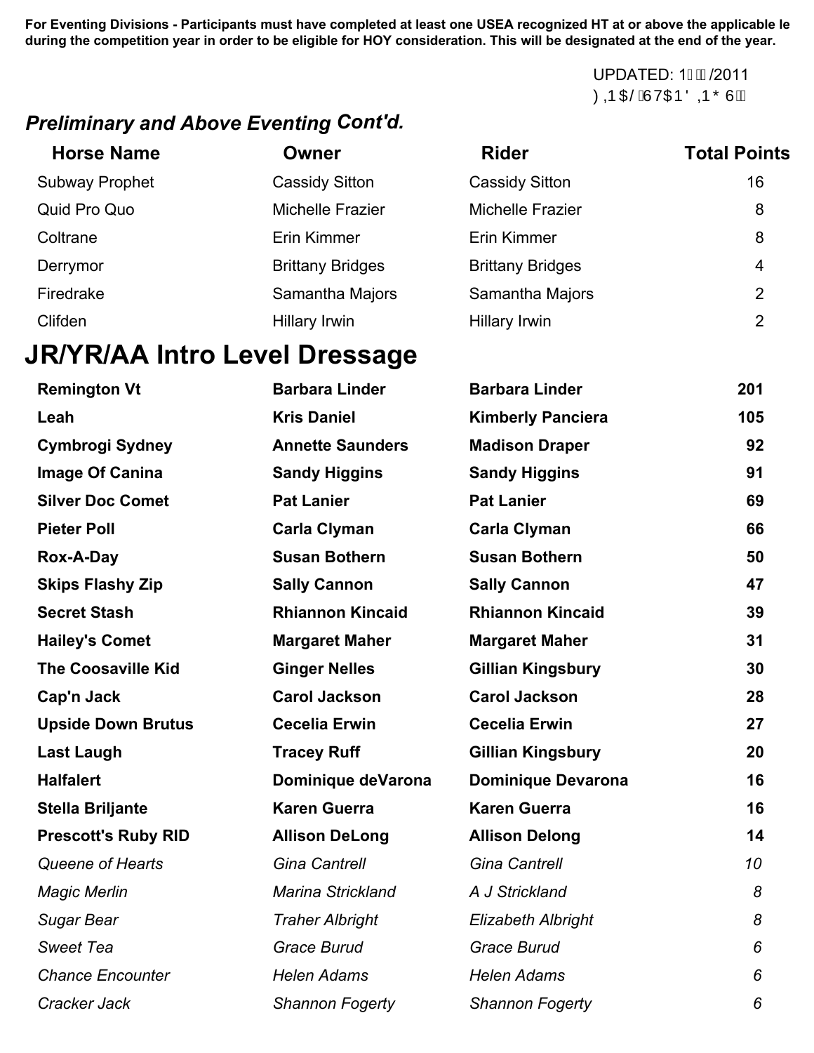**For Eventing Divisions - Participants must have completed at least one USEA recognized HT at or above the applicable le during the competition year in order to be eligible for HOY consideration. This will be designated at the end of the year.**

UPDATED: 1 /2011
FINAL STANDINGS

### *Preliminary and Above Eventing Cont'd.*

| Horse Name | Owner | Rider | Total Points |
|---|---|---|---|
| Subway Prophet | Cassidy Sitton | Cassidy Sitton | 16 |
| Quid Pro Quo | Michelle Frazier | Michelle Frazier | 8 |
| Coltrane | Erin Kimmer | Erin Kimmer | 8 |
| Derrymor | Brittany Bridges | Brittany Bridges | 4 |
| Firedrake | Samantha Majors | Samantha Majors | 2 |
| Clifden | Hillary Irwin | Hillary Irwin | 2 |

## JR/YR/AA Intro Level Dressage

| Horse Name | Owner | Rider | Total Points |
|---|---|---|---|
| **Remington Vt** | **Barbara Linder** | **Barbara Linder** | **201** |
| **Leah** | **Kris Daniel** | **Kimberly Panciera** | **105** |
| **Cymbrogi Sydney** | **Annette Saunders** | **Madison Draper** | **92** |
| **Image Of Canina** | **Sandy Higgins** | **Sandy Higgins** | **91** |
| **Silver Doc Comet** | **Pat Lanier** | **Pat Lanier** | **69** |
| **Pieter Poll** | **Carla Clyman** | **Carla Clyman** | **66** |
| **Rox-A-Day** | **Susan Bothern** | **Susan Bothern** | **50** |
| **Skips Flashy Zip** | **Sally Cannon** | **Sally Cannon** | **47** |
| **Secret Stash** | **Rhiannon Kincaid** | **Rhiannon Kincaid** | **39** |
| **Hailey's Comet** | **Margaret Maher** | **Margaret Maher** | **31** |
| **The Coosaville Kid** | **Ginger Nelles** | **Gillian Kingsbury** | **30** |
| **Cap'n Jack** | **Carol Jackson** | **Carol Jackson** | **28** |
| **Upside Down Brutus** | **Cecelia Erwin** | **Cecelia Erwin** | **27** |
| **Last Laugh** | **Tracey Ruff** | **Gillian Kingsbury** | **20** |
| **Halfalert** | **Dominique deVarona** | **Dominique Devarona** | **16** |
| **Stella Briljante** | **Karen Guerra** | **Karen Guerra** | **16** |
| **Prescott's Ruby RID** | **Allison DeLong** | **Allison Delong** | **14** |
| *Queene of Hearts* | *Gina Cantrell* | *Gina Cantrell* | *10* |
| *Magic Merlin* | *Marina Strickland* | *A J Strickland* | *8* |
| *Sugar Bear* | *Traher Albright* | *Elizabeth Albright* | *8* |
| *Sweet Tea* | *Grace Burud* | *Grace Burud* | *6* |
| *Chance Encounter* | *Helen Adams* | *Helen Adams* | *6* |
| *Cracker Jack* | *Shannon Fogerty* | *Shannon Fogerty* | *6* |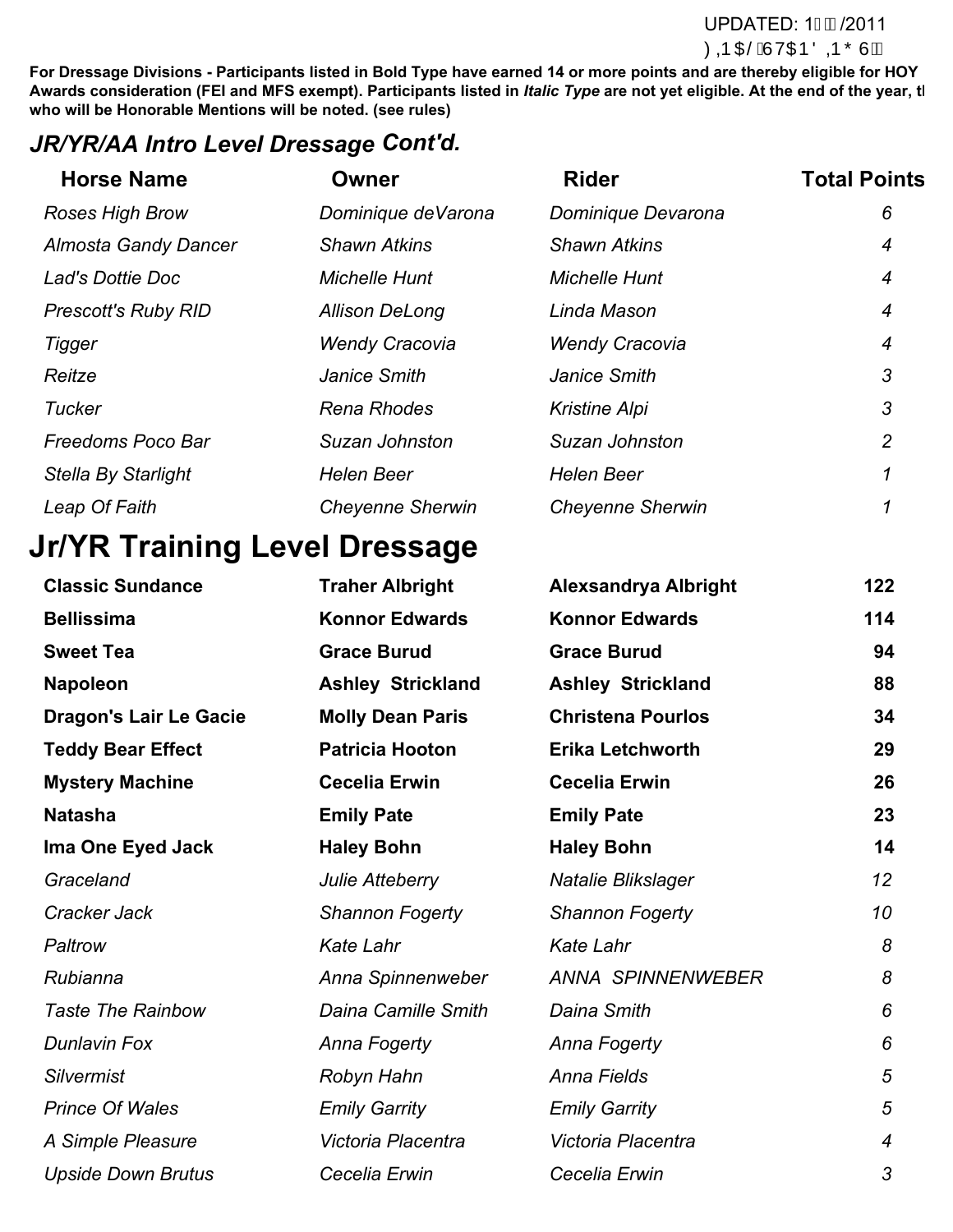**For Dressage Divisions - Participants listed in Bold Type have earned 14 or more points and are thereby eligible for HOY Awards consideration (FEI and MFS exempt). Participants listed in *Italic Type* are not yet eligible. At the end of the year, th who will be Honorable Mentions will be noted. (see rules)**

## *JR/YR/AA Intro Level Dressage* Cont'd.

| Horse Name | Owner | Rider | Total Points |
|---|---|---|---|
| *Roses High Brow* | *Dominique deVarona* | *Dominique Devarona* | *6* |
| *Almosta Gandy Dancer* | *Shawn Atkins* | *Shawn Atkins* | *4* |
| *Lad's Dottie Doc* | *Michelle Hunt* | *Michelle Hunt* | *4* |
| *Prescott's Ruby RID* | *Allison DeLong* | *Linda Mason* | *4* |
| *Tigger* | *Wendy Cracovia* | *Wendy Cracovia* | *4* |
| *Reitze* | *Janice Smith* | *Janice Smith* | *3* |
| *Tucker* | *Rena Rhodes* | *Kristine Alpi* | *3* |
| *Freedoms Poco Bar* | *Suzan Johnston* | *Suzan Johnston* | *2* |
| *Stella By Starlight* | *Helen Beer* | *Helen Beer* | *1* |
| *Leap Of Faith* | *Cheyenne Sherwin* | *Cheyenne Sherwin* | *1* |

## Jr/YR Training Level Dressage

| Horse Name | Owner | Rider | Total Points |
|---|---|---|---|
| **Classic Sundance** | **Traher Albright** | **Alexsandrya Albright** | **122** |
| **Bellissima** | **Konnor Edwards** | **Konnor Edwards** | **114** |
| **Sweet Tea** | **Grace Burud** | **Grace Burud** | **94** |
| **Napoleon** | **Ashley Strickland** | **Ashley Strickland** | **88** |
| **Dragon's Lair Le Gacie** | **Molly Dean Paris** | **Christena Pourlos** | **34** |
| **Teddy Bear Effect** | **Patricia Hooton** | **Erika Letchworth** | **29** |
| **Mystery Machine** | **Cecelia Erwin** | **Cecelia Erwin** | **26** |
| **Natasha** | **Emily Pate** | **Emily Pate** | **23** |
| **Ima One Eyed Jack** | **Haley Bohn** | **Haley Bohn** | **14** |
| *Graceland* | *Julie Atteberry* | *Natalie Blikslager* | *12* |
| *Cracker Jack* | *Shannon Fogerty* | *Shannon Fogerty* | *10* |
| *Paltrow* | *Kate Lahr* | *Kate Lahr* | *8* |
| *Rubianna* | *Anna Spinnenweber* | *ANNA SPINNENWEBER* | *8* |
| *Taste The Rainbow* | *Daina Camille Smith* | *Daina Smith* | *6* |
| *Dunlavin Fox* | *Anna Fogerty* | *Anna Fogerty* | *6* |
| *Silvermist* | *Robyn Hahn* | *Anna Fields* | *5* |
| *Prince Of Wales* | *Emily Garrity* | *Emily Garrity* | *5* |
| *A Simple Pleasure* | *Victoria Placentra* | *Victoria Placentra* | *4* |
| *Upside Down Brutus* | *Cecelia Erwin* | *Cecelia Erwin* | *3* |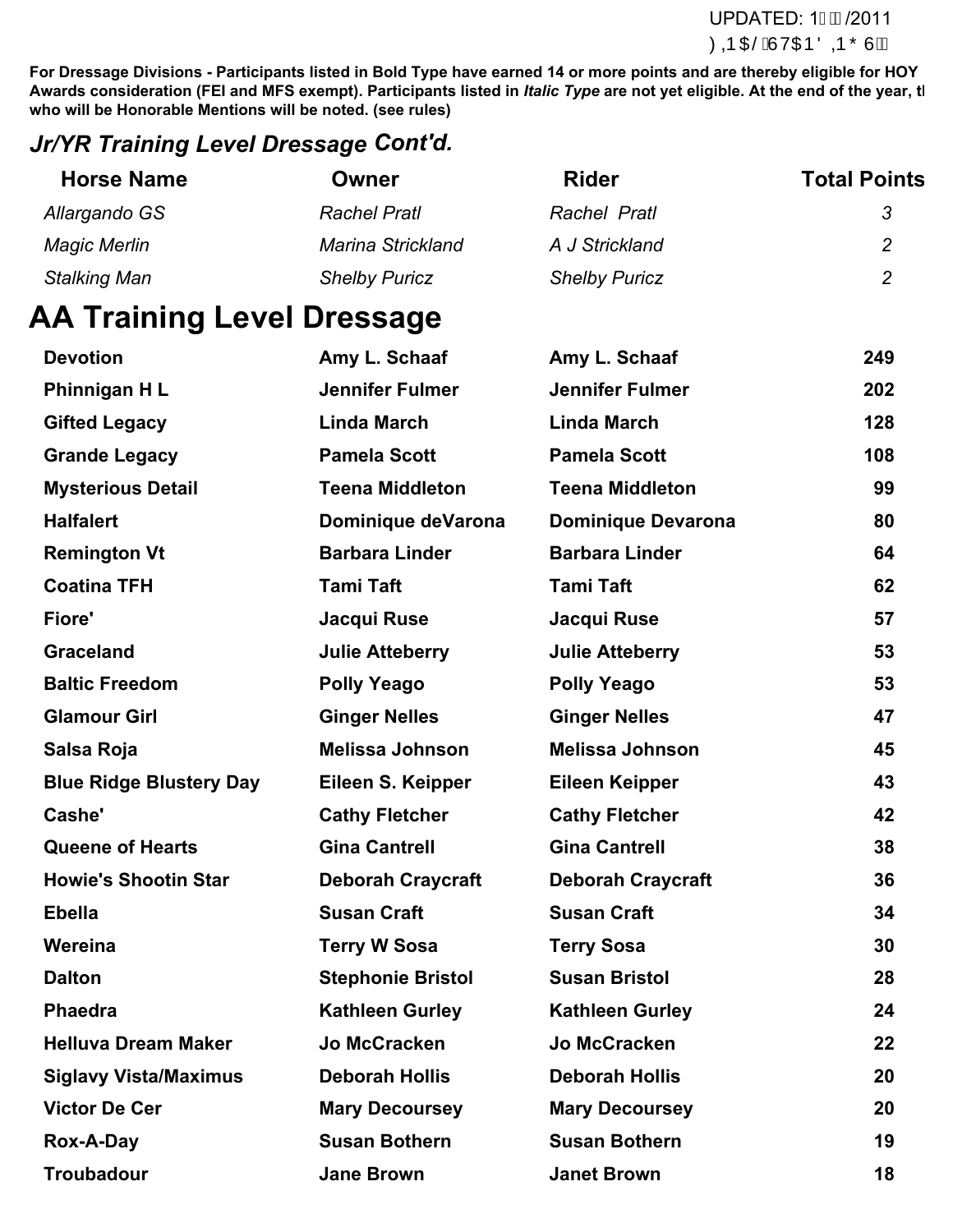UPDATED: 1 /2011

**For Dressage Divisions - Participants listed in Bold Type have earned 14 or more points and are thereby eligible for HOY Awards consideration (FEI and MFS exempt). Participants listed in *Italic Type* are not yet eligible. At the end of the year, t who will be Honorable Mentions will be noted. (see rules)**

## *Jr/YR Training Level Dressage* Cont'd.

| Horse Name | Owner | Rider | Total Points |
|---|---|---|---|
| *Allargando GS* | *Rachel Pratl* | *Rachel Pratl* | *3* |
| *Magic Merlin* | *Marina Strickland* | *A J Strickland* | *2* |
| *Stalking Man* | *Shelby Puricz* | *Shelby Puricz* | *2* |

# AA Training Level Dressage

| Horse Name | Owner | Rider | Total Points |
|---|---|---|---|
| **Devotion** | **Amy L. Schaaf** | **Amy L. Schaaf** | **249** |
| **Phinnigan H L** | **Jennifer Fulmer** | **Jennifer Fulmer** | **202** |
| **Gifted Legacy** | **Linda March** | **Linda March** | **128** |
| **Grande Legacy** | **Pamela Scott** | **Pamela Scott** | **108** |
| **Mysterious Detail** | **Teena Middleton** | **Teena Middleton** | **99** |
| **Halfalert** | **Dominique deVarona** | **Dominique Devarona** | **80** |
| **Remington Vt** | **Barbara Linder** | **Barbara Linder** | **64** |
| **Coatina TFH** | **Tami Taft** | **Tami Taft** | **62** |
| **Fiore'** | **Jacqui Ruse** | **Jacqui Ruse** | **57** |
| **Graceland** | **Julie Atteberry** | **Julie Atteberry** | **53** |
| **Baltic Freedom** | **Polly Yeago** | **Polly Yeago** | **53** |
| **Glamour Girl** | **Ginger Nelles** | **Ginger Nelles** | **47** |
| **Salsa Roja** | **Melissa Johnson** | **Melissa Johnson** | **45** |
| **Blue Ridge Blustery Day** | **Eileen S. Keipper** | **Eileen Keipper** | **43** |
| **Cashe'** | **Cathy Fletcher** | **Cathy Fletcher** | **42** |
| **Queene of Hearts** | **Gina Cantrell** | **Gina Cantrell** | **38** |
| **Howie's Shootin Star** | **Deborah Craycraft** | **Deborah Craycraft** | **36** |
| **Ebella** | **Susan Craft** | **Susan Craft** | **34** |
| **Wereina** | **Terry W Sosa** | **Terry Sosa** | **30** |
| **Dalton** | **Stephonie Bristol** | **Susan Bristol** | **28** |
| **Phaedra** | **Kathleen Gurley** | **Kathleen Gurley** | **24** |
| **Helluva Dream Maker** | **Jo McCracken** | **Jo McCracken** | **22** |
| **Siglavy Vista/Maximus** | **Deborah Hollis** | **Deborah Hollis** | **20** |
| **Victor De Cer** | **Mary Decoursey** | **Mary Decoursey** | **20** |
| **Rox-A-Day** | **Susan Bothern** | **Susan Bothern** | **19** |
| **Troubadour** | **Jane Brown** | **Janet Brown** | **18** |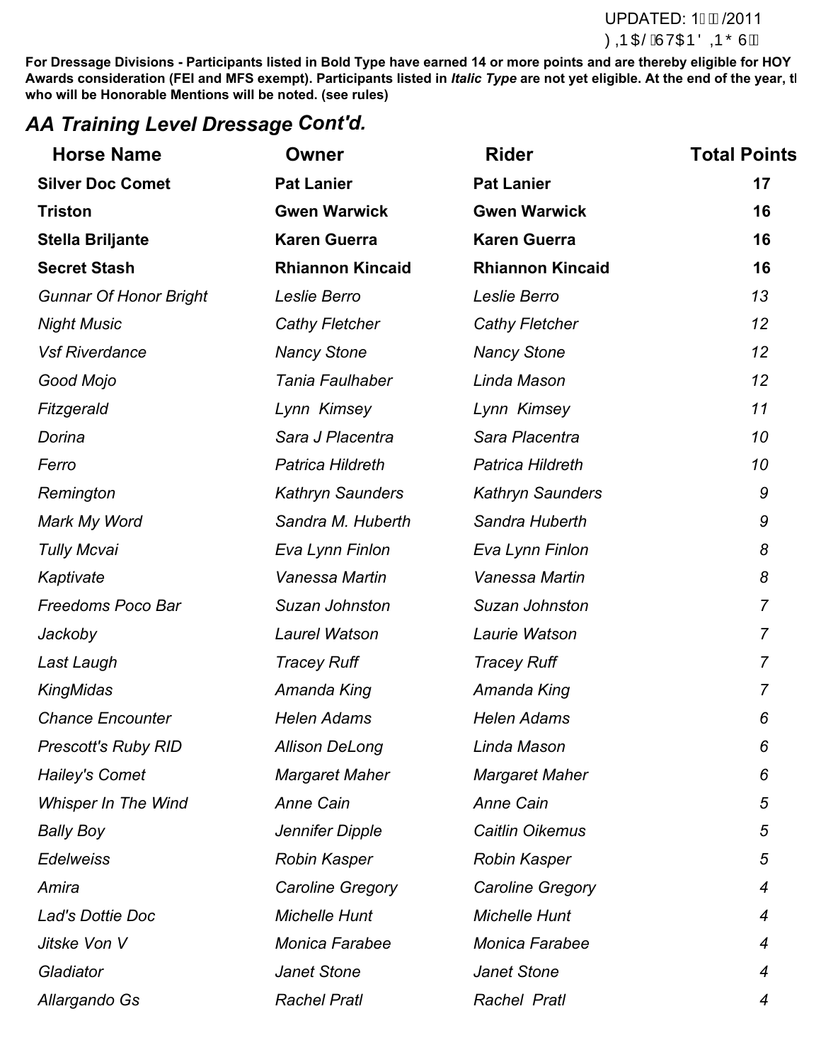UPDATED: 1 /2011

**For Dressage Divisions - Participants listed in Bold Type have earned 14 or more points and are thereby eligible for HOY Awards consideration (FEI and MFS exempt). Participants listed in *Italic Type* are not yet eligible. At the end of the year, t who will be Honorable Mentions will be noted. (see rules)**

## *AA Training Level Dressage* Cont'd.

| Horse Name | Owner | Rider | Total Points |
|---|---|---|---|
| **Silver Doc Comet** | **Pat Lanier** | **Pat Lanier** | **17** |
| **Triston** | **Gwen Warwick** | **Gwen Warwick** | **16** |
| **Stella Briljante** | **Karen Guerra** | **Karen Guerra** | **16** |
| **Secret Stash** | **Rhiannon Kincaid** | **Rhiannon Kincaid** | **16** |
| *Gunnar Of Honor Bright* | *Leslie Berro* | *Leslie Berro* | *13* |
| *Night Music* | *Cathy Fletcher* | *Cathy Fletcher* | *12* |
| *Vsf Riverdance* | *Nancy Stone* | *Nancy Stone* | *12* |
| *Good Mojo* | *Tania Faulhaber* | *Linda Mason* | *12* |
| *Fitzgerald* | *Lynn Kimsey* | *Lynn Kimsey* | *11* |
| *Dorina* | *Sara J Placentra* | *Sara Placentra* | *10* |
| *Ferro* | *Patrica Hildreth* | *Patrica Hildreth* | *10* |
| *Remington* | *Kathryn Saunders* | *Kathryn Saunders* | *9* |
| *Mark My Word* | *Sandra M. Huberth* | *Sandra Huberth* | *9* |
| *Tully Mcvai* | *Eva Lynn Finlon* | *Eva Lynn Finlon* | *8* |
| *Kaptivate* | *Vanessa Martin* | *Vanessa Martin* | *8* |
| *Freedoms Poco Bar* | *Suzan Johnston* | *Suzan Johnston* | *7* |
| *Jackoby* | *Laurel Watson* | *Laurie Watson* | *7* |
| *Last Laugh* | *Tracey Ruff* | *Tracey Ruff* | *7* |
| *KingMidas* | *Amanda King* | *Amanda King* | *7* |
| *Chance Encounter* | *Helen Adams* | *Helen Adams* | *6* |
| *Prescott's Ruby RID* | *Allison DeLong* | *Linda Mason* | *6* |
| *Hailey's Comet* | *Margaret Maher* | *Margaret Maher* | *6* |
| *Whisper In The Wind* | *Anne Cain* | *Anne Cain* | *5* |
| *Bally Boy* | *Jennifer Dipple* | *Caitlin Oikemus* | *5* |
| *Edelweiss* | *Robin Kasper* | *Robin Kasper* | *5* |
| *Amira* | *Caroline Gregory* | *Caroline Gregory* | *4* |
| *Lad's Dottie Doc* | *Michelle Hunt* | *Michelle Hunt* | *4* |
| *Jitske Von V* | *Monica Farabee* | *Monica Farabee* | *4* |
| *Gladiator* | *Janet Stone* | *Janet Stone* | *4* |
| *Allargando Gs* | *Rachel Pratl* | *Rachel Pratl* | *4* |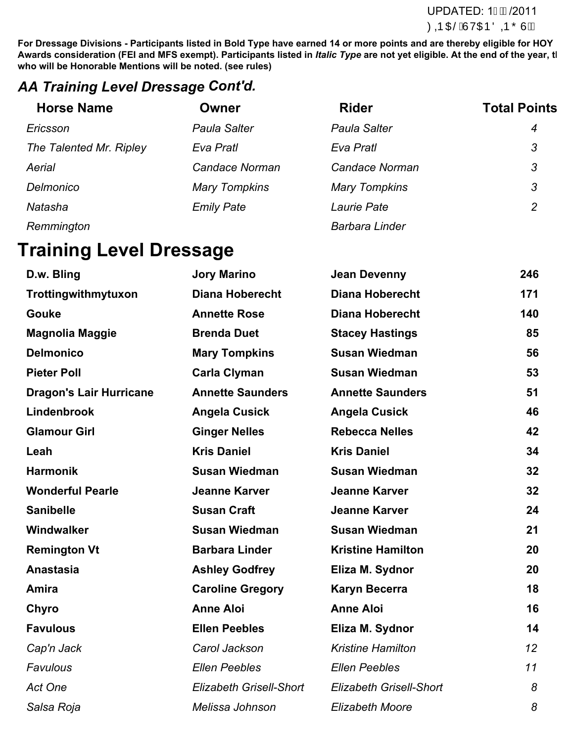**For Dressage Divisions - Participants listed in Bold Type have earned 14 or more points and are thereby eligible for HOY Awards consideration (FEI and MFS exempt). Participants listed in *Italic Type* are not yet eligible. At the end of the year, t who will be Honorable Mentions will be noted. (see rules)**

## *AA Training Level Dressage Cont'd.*

| Horse Name | Owner | Rider | Total Points |
|---|---|---|---|
| *Ericsson* | *Paula Salter* | *Paula Salter* | *4* |
| *The Talented Mr. Ripley* | *Eva Pratl* | *Eva Pratl* | *3* |
| *Aerial* | *Candace Norman* | *Candace Norman* | *3* |
| *Delmonico* | *Mary Tompkins* | *Mary Tompkins* | *3* |
| *Natasha* | *Emily Pate* | *Laurie Pate* | *2* |
| *Remmington* | | *Barbara Linder* | |

# Training Level Dressage

| Horse Name | Owner | Rider | Total Points |
|---|---|---|---|
| **D.w. Bling** | **Jory Marino** | **Jean Devenny** | **246** |
| **Trottingwithmytuxon** | **Diana Hoberecht** | **Diana Hoberecht** | **171** |
| **Gouke** | **Annette Rose** | **Diana Hoberecht** | **140** |
| **Magnolia Maggie** | **Brenda Duet** | **Stacey Hastings** | **85** |
| **Delmonico** | **Mary Tompkins** | **Susan Wiedman** | **56** |
| **Pieter Poll** | **Carla Clyman** | **Susan Wiedman** | **53** |
| **Dragon's Lair Hurricane** | **Annette Saunders** | **Annette Saunders** | **51** |
| **Lindenbrook** | **Angela Cusick** | **Angela Cusick** | **46** |
| **Glamour Girl** | **Ginger Nelles** | **Rebecca Nelles** | **42** |
| **Leah** | **Kris Daniel** | **Kris Daniel** | **34** |
| **Harmonik** | **Susan Wiedman** | **Susan Wiedman** | **32** |
| **Wonderful Pearle** | **Jeanne Karver** | **Jeanne Karver** | **32** |
| **Sanibelle** | **Susan Craft** | **Jeanne Karver** | **24** |
| **Windwalker** | **Susan Wiedman** | **Susan Wiedman** | **21** |
| **Remington Vt** | **Barbara Linder** | **Kristine Hamilton** | **20** |
| **Anastasia** | **Ashley Godfrey** | **Eliza M. Sydnor** | **20** |
| **Amira** | **Caroline Gregory** | **Karyn Becerra** | **18** |
| **Chyro** | **Anne Aloi** | **Anne Aloi** | **16** |
| **Favulous** | **Ellen Peebles** | **Eliza M. Sydnor** | **14** |
| *Cap'n Jack* | *Carol Jackson* | *Kristine Hamilton* | *12* |
| *Favulous* | *Ellen Peebles* | *Ellen Peebles* | *11* |
| *Act One* | *Elizabeth Grisell-Short* | *Elizabeth Grisell-Short* | *8* |
| *Salsa Roja* | *Melissa Johnson* | *Elizabeth Moore* | *8* |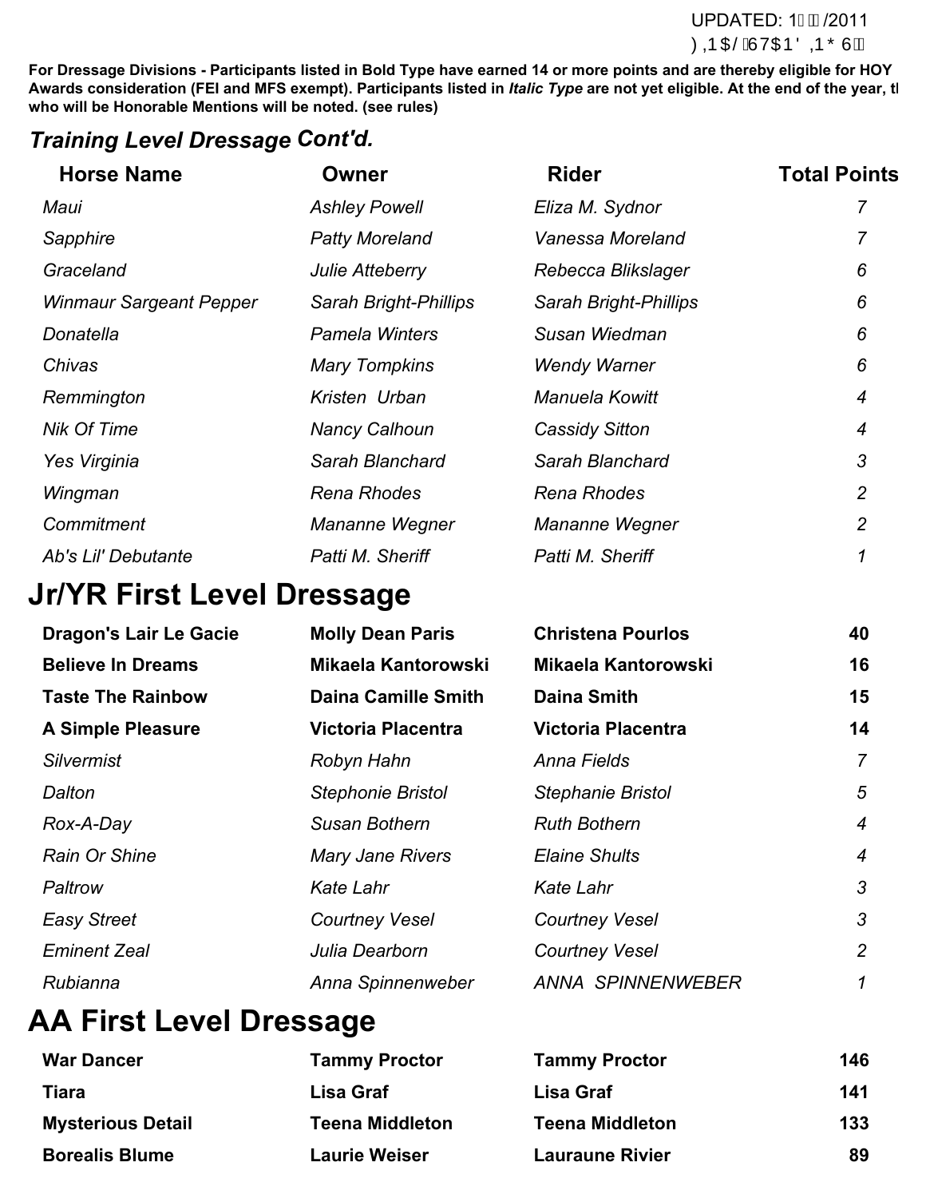UPDATED: 1/2011

**For Dressage Divisions - Participants listed in Bold Type have earned 14 or more points and are thereby eligible for HOY Awards consideration (FEI and MFS exempt). Participants listed in *Italic Type* are not yet eligible. At the end of the year, th who will be Honorable Mentions will be noted. (see rules)**

## *Training Level Dressage Cont'd.*

| Horse Name | Owner | Rider | Total Points |
|---|---|---|---|
| *Maui* | *Ashley Powell* | *Eliza M. Sydnor* | *7* |
| *Sapphire* | *Patty Moreland* | *Vanessa Moreland* | *7* |
| *Graceland* | *Julie Atteberry* | *Rebecca Blikslager* | *6* |
| *Winmaur Sargeant Pepper* | *Sarah Bright-Phillips* | *Sarah Bright-Phillips* | *6* |
| *Donatella* | *Pamela Winters* | *Susan Wiedman* | *6* |
| *Chivas* | *Mary Tompkins* | *Wendy Warner* | *6* |
| *Remmington* | *Kristen Urban* | *Manuela Kowitt* | *4* |
| *Nik Of Time* | *Nancy Calhoun* | *Cassidy Sitton* | *4* |
| *Yes Virginia* | *Sarah Blanchard* | *Sarah Blanchard* | *3* |
| *Wingman* | *Rena Rhodes* | *Rena Rhodes* | *2* |
| *Commitment* | *Mananne Wegner* | *Mananne Wegner* | *2* |
| *Ab's Lil' Debutante* | *Patti M. Sheriff* | *Patti M. Sheriff* | *1* |

# Jr/YR First Level Dressage

| Horse Name | Owner | Rider | Total Points |
|---|---|---|---|
| **Dragon's Lair Le Gacie** | **Molly Dean Paris** | **Christena Pourlos** | **40** |
| **Believe In Dreams** | **Mikaela Kantorowski** | **Mikaela Kantorowski** | **16** |
| **Taste The Rainbow** | **Daina Camille Smith** | **Daina Smith** | **15** |
| **A Simple Pleasure** | **Victoria Placentra** | **Victoria Placentra** | **14** |
| *Silvermist* | *Robyn Hahn* | *Anna Fields* | *7* |
| *Dalton* | *Stephonie Bristol* | *Stephanie Bristol* | *5* |
| *Rox-A-Day* | *Susan Bothern* | *Ruth Bothern* | *4* |
| *Rain Or Shine* | *Mary Jane Rivers* | *Elaine Shults* | *4* |
| *Paltrow* | *Kate Lahr* | *Kate Lahr* | *3* |
| *Easy Street* | *Courtney Vesel* | *Courtney Vesel* | *3* |
| *Eminent Zeal* | *Julia Dearborn* | *Courtney Vesel* | *2* |
| *Rubianna* | *Anna Spinnenweber* | *ANNA SPINNENWEBER* | *1* |

# AA First Level Dressage

| Horse Name | Owner | Rider | Total Points |
|---|---|---|---|
| **War Dancer** | **Tammy Proctor** | **Tammy Proctor** | **146** |
| **Tiara** | **Lisa Graf** | **Lisa Graf** | **141** |
| **Mysterious Detail** | **Teena Middleton** | **Teena Middleton** | **133** |
| **Borealis Blume** | **Laurie Weiser** | **Lauraune Rivier** | **89** |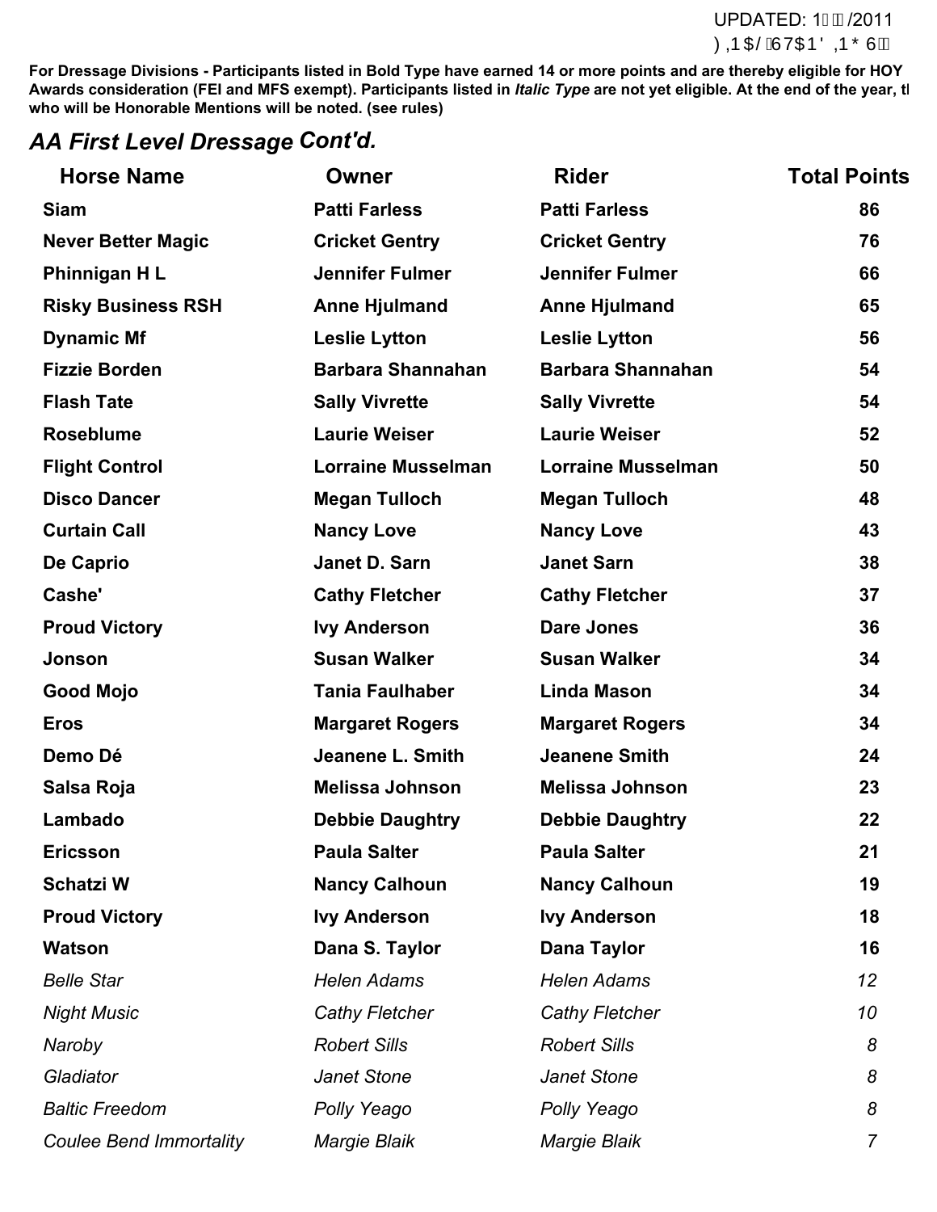UPDATED: 1 /2011

**For Dressage Divisions - Participants listed in Bold Type have earned 14 or more points and are thereby eligible for HOY Awards consideration (FEI and MFS exempt). Participants listed in *Italic Type* are not yet eligible. At the end of the year, t who will be Honorable Mentions will be noted. (see rules)**

## *AA First Level Dressage* Cont'd.

| Horse Name | Owner | Rider | Total Points |
|---|---|---|---|
| **Siam** | **Patti Farless** | **Patti Farless** | **86** |
| **Never Better Magic** | **Cricket Gentry** | **Cricket Gentry** | **76** |
| **Phinnigan H L** | **Jennifer Fulmer** | **Jennifer Fulmer** | **66** |
| **Risky Business RSH** | **Anne Hjulmand** | **Anne Hjulmand** | **65** |
| **Dynamic Mf** | **Leslie Lytton** | **Leslie Lytton** | **56** |
| **Fizzie Borden** | **Barbara Shannahan** | **Barbara Shannahan** | **54** |
| **Flash Tate** | **Sally Vivrette** | **Sally Vivrette** | **54** |
| **Roseblume** | **Laurie Weiser** | **Laurie Weiser** | **52** |
| **Flight Control** | **Lorraine Musselman** | **Lorraine Musselman** | **50** |
| **Disco Dancer** | **Megan Tulloch** | **Megan Tulloch** | **48** |
| **Curtain Call** | **Nancy Love** | **Nancy Love** | **43** |
| **De Caprio** | **Janet D. Sarn** | **Janet Sarn** | **38** |
| **Cashe'** | **Cathy Fletcher** | **Cathy Fletcher** | **37** |
| **Proud Victory** | **Ivy Anderson** | **Dare Jones** | **36** |
| **Jonson** | **Susan Walker** | **Susan Walker** | **34** |
| **Good Mojo** | **Tania Faulhaber** | **Linda Mason** | **34** |
| **Eros** | **Margaret Rogers** | **Margaret Rogers** | **34** |
| **Demo Dé** | **Jeanene L. Smith** | **Jeanene Smith** | **24** |
| **Salsa Roja** | **Melissa Johnson** | **Melissa Johnson** | **23** |
| **Lambado** | **Debbie Daughtry** | **Debbie Daughtry** | **22** |
| **Ericsson** | **Paula Salter** | **Paula Salter** | **21** |
| **Schatzi W** | **Nancy Calhoun** | **Nancy Calhoun** | **19** |
| **Proud Victory** | **Ivy Anderson** | **Ivy Anderson** | **18** |
| **Watson** | **Dana S. Taylor** | **Dana Taylor** | **16** |
| *Belle Star* | *Helen Adams* | *Helen Adams* | *12* |
| *Night Music* | *Cathy Fletcher* | *Cathy Fletcher* | *10* |
| *Naroby* | *Robert Sills* | *Robert Sills* | *8* |
| *Gladiator* | *Janet Stone* | *Janet Stone* | *8* |
| *Baltic Freedom* | *Polly Yeago* | *Polly Yeago* | *8* |
| *Coulee Bend Immortality* | *Margie Blaik* | *Margie Blaik* | *7* |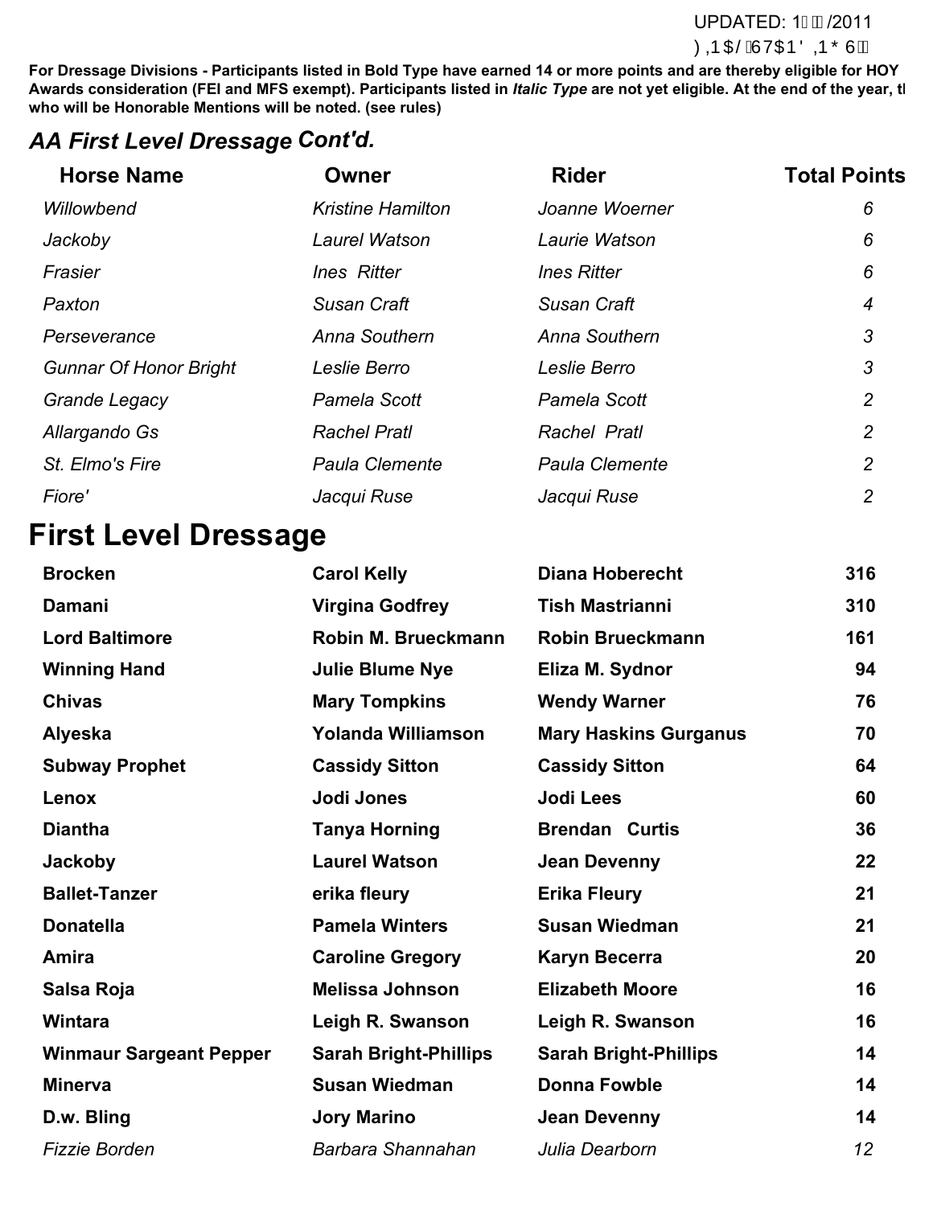**For Dressage Divisions - Participants listed in Bold Type have earned 14 or more points and are thereby eligible for HOY Awards consideration (FEI and MFS exempt). Participants listed in *Italic Type* are not yet eligible. At the end of the year, t who will be Honorable Mentions will be noted. (see rules)**

## *AA First Level Dressage* Cont'd.

| Horse Name | Owner | Rider | Total Points |
|---|---|---|---|
| *Willowbend* | *Kristine Hamilton* | *Joanne Woerner* | *6* |
| *Jackoby* | *Laurel Watson* | *Laurie Watson* | *6* |
| *Frasier* | *Ines Ritter* | *Ines Ritter* | *6* |
| *Paxton* | *Susan Craft* | *Susan Craft* | *4* |
| *Perseverance* | *Anna Southern* | *Anna Southern* | *3* |
| *Gunnar Of Honor Bright* | *Leslie Berro* | *Leslie Berro* | *3* |
| *Grande Legacy* | *Pamela Scott* | *Pamela Scott* | *2* |
| *Allargando Gs* | *Rachel Pratl* | *Rachel Pratl* | *2* |
| *St. Elmo's Fire* | *Paula Clemente* | *Paula Clemente* | *2* |
| *Fiore'* | *Jacqui Ruse* | *Jacqui Ruse* | *2* |

# First Level Dressage

| Horse Name | Owner | Rider | Total Points |
|---|---|---|---|
| **Brocken** | **Carol Kelly** | **Diana Hoberecht** | **316** |
| **Damani** | **Virgina Godfrey** | **Tish Mastrianni** | **310** |
| **Lord Baltimore** | **Robin M. Brueckmann** | **Robin Brueckmann** | **161** |
| **Winning Hand** | **Julie Blume Nye** | **Eliza M. Sydnor** | **94** |
| **Chivas** | **Mary Tompkins** | **Wendy Warner** | **76** |
| **Alyeska** | **Yolanda Williamson** | **Mary Haskins Gurganus** | **70** |
| **Subway Prophet** | **Cassidy Sitton** | **Cassidy Sitton** | **64** |
| **Lenox** | **Jodi Jones** | **Jodi Lees** | **60** |
| **Diantha** | **Tanya Horning** | **Brendan Curtis** | **36** |
| **Jackoby** | **Laurel Watson** | **Jean Devenny** | **22** |
| **Ballet-Tanzer** | **erika fleury** | **Erika Fleury** | **21** |
| **Donatella** | **Pamela Winters** | **Susan Wiedman** | **21** |
| **Amira** | **Caroline Gregory** | **Karyn Becerra** | **20** |
| **Salsa Roja** | **Melissa Johnson** | **Elizabeth Moore** | **16** |
| **Wintara** | **Leigh R. Swanson** | **Leigh R. Swanson** | **16** |
| **Winmaur Sargeant Pepper** | **Sarah Bright-Phillips** | **Sarah Bright-Phillips** | **14** |
| **Minerva** | **Susan Wiedman** | **Donna Fowble** | **14** |
| **D.w. Bling** | **Jory Marino** | **Jean Devenny** | **14** |
| *Fizzie Borden* | *Barbara Shannahan* | *Julia Dearborn* | *12* |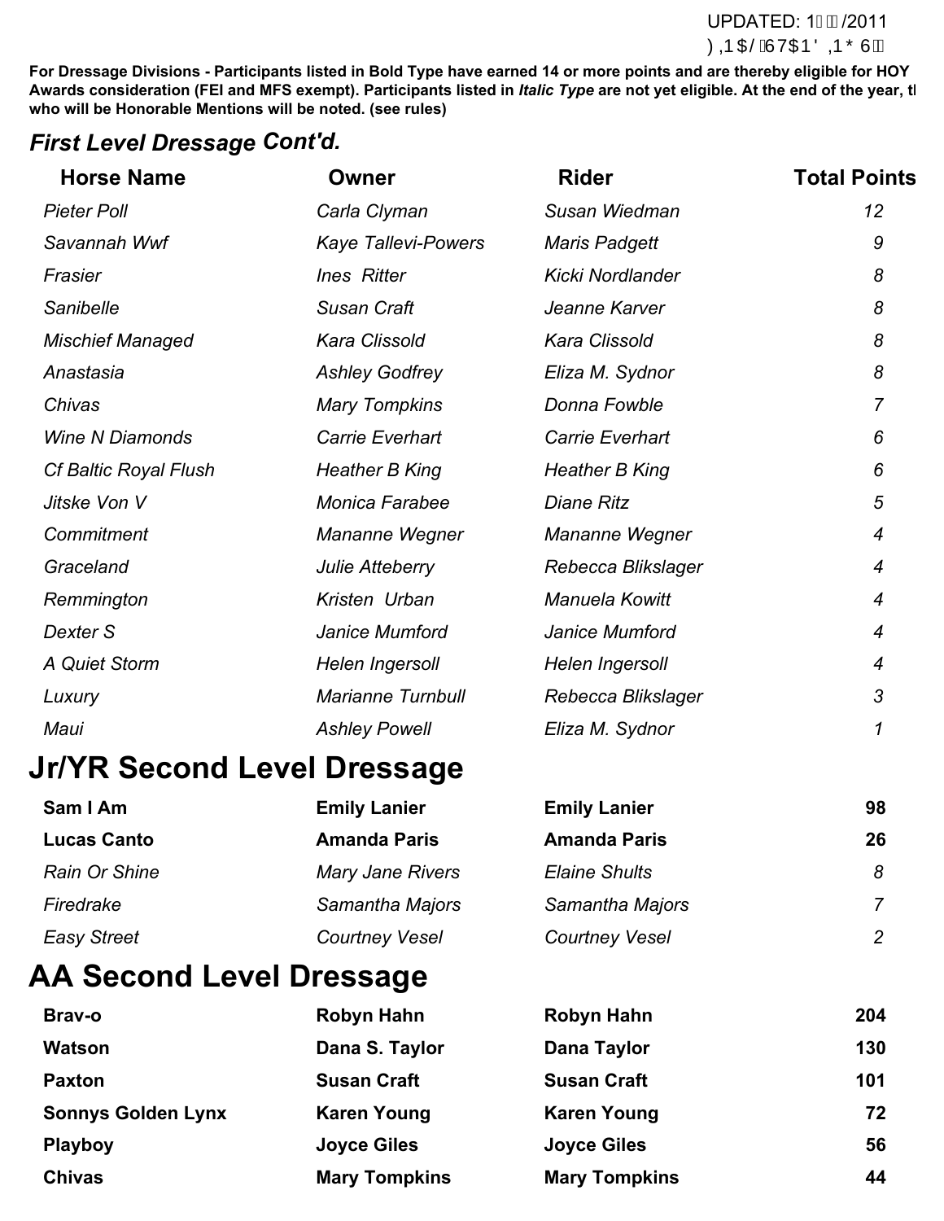UPDATED: 1/2011

**For Dressage Divisions - Participants listed in Bold Type have earned 14 or more points and are thereby eligible for HOY Awards consideration (FEI and MFS exempt). Participants listed in *Italic Type* are not yet eligible. At the end of the year, t who will be Honorable Mentions will be noted. (see rules)**

## *First Level Dressage Cont'd.*

| Horse Name | Owner | Rider | Total Points |
|---|---|---|---|
| *Pieter Poll* | *Carla Clyman* | *Susan Wiedman* | *12* |
| *Savannah Wwf* | *Kaye Tallevi-Powers* | *Maris Padgett* | *9* |
| *Frasier* | *Ines Ritter* | *Kicki Nordlander* | *8* |
| *Sanibelle* | *Susan Craft* | *Jeanne Karver* | *8* |
| *Mischief Managed* | *Kara Clissold* | *Kara Clissold* | *8* |
| *Anastasia* | *Ashley Godfrey* | *Eliza M. Sydnor* | *8* |
| *Chivas* | *Mary Tompkins* | *Donna Fowble* | *7* |
| *Wine N Diamonds* | *Carrie Everhart* | *Carrie Everhart* | *6* |
| *Cf Baltic Royal Flush* | *Heather B King* | *Heather B King* | *6* |
| *Jitske Von V* | *Monica Farabee* | *Diane Ritz* | *5* |
| *Commitment* | *Mananne Wegner* | *Mananne Wegner* | *4* |
| *Graceland* | *Julie Atteberry* | *Rebecca Blikslager* | *4* |
| *Remmington* | *Kristen Urban* | *Manuela Kowitt* | *4* |
| *Dexter S* | *Janice Mumford* | *Janice Mumford* | *4* |
| *A Quiet Storm* | *Helen Ingersoll* | *Helen Ingersoll* | *4* |
| *Luxury* | *Marianne Turnbull* | *Rebecca Blikslager* | *3* |
| *Maui* | *Ashley Powell* | *Eliza M. Sydnor* | *1* |

# Jr/YR Second Level Dressage

| Horse Name | Owner | Rider | Total Points |
|---|---|---|---|
| **Sam I Am** | **Emily Lanier** | **Emily Lanier** | **98** |
| **Lucas Canto** | **Amanda Paris** | **Amanda Paris** | **26** |
| *Rain Or Shine* | *Mary Jane Rivers* | *Elaine Shults* | *8* |
| *Firedrake* | *Samantha Majors* | *Samantha Majors* | *7* |
| *Easy Street* | *Courtney Vesel* | *Courtney Vesel* | *2* |

# AA Second Level Dressage

| Horse Name | Owner | Rider | Total Points |
|---|---|---|---|
| **Brav-o** | **Robyn Hahn** | **Robyn Hahn** | **204** |
| **Watson** | **Dana S. Taylor** | **Dana Taylor** | **130** |
| **Paxton** | **Susan Craft** | **Susan Craft** | **101** |
| **Sonnys Golden Lynx** | **Karen Young** | **Karen Young** | **72** |
| **Playboy** | **Joyce Giles** | **Joyce Giles** | **56** |
| **Chivas** | **Mary Tompkins** | **Mary Tompkins** | **44** |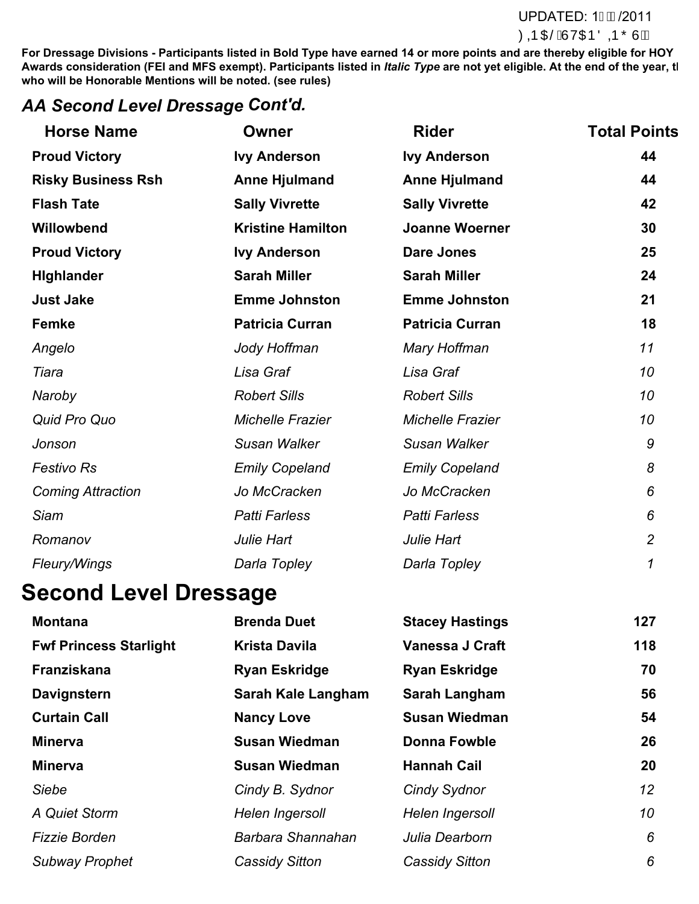**For Dressage Divisions - Participants listed in Bold Type have earned 14 or more points and are thereby eligible for HOY Awards consideration (FEI and MFS exempt). Participants listed in *Italic Type* are not yet eligible. At the end of the year, th who will be Honorable Mentions will be noted. (see rules)**

## *AA Second Level Dressage Cont'd.*

| Horse Name | Owner | Rider | Total Points |
|---|---|---|---|
| **Proud Victory** | **Ivy Anderson** | **Ivy Anderson** | **44** |
| **Risky Business Rsh** | **Anne Hjulmand** | **Anne Hjulmand** | **44** |
| **Flash Tate** | **Sally Vivrette** | **Sally Vivrette** | **42** |
| **Willowbend** | **Kristine Hamilton** | **Joanne Woerner** | **30** |
| **Proud Victory** | **Ivy Anderson** | **Dare Jones** | **25** |
| **HIghlander** | **Sarah Miller** | **Sarah Miller** | **24** |
| **Just Jake** | **Emme Johnston** | **Emme Johnston** | **21** |
| **Femke** | **Patricia Curran** | **Patricia Curran** | **18** |
| *Angelo* | *Jody Hoffman* | *Mary Hoffman* | *11* |
| *Tiara* | *Lisa Graf* | *Lisa Graf* | *10* |
| *Naroby* | *Robert Sills* | *Robert Sills* | *10* |
| *Quid Pro Quo* | *Michelle Frazier* | *Michelle Frazier* | *10* |
| *Jonson* | *Susan Walker* | *Susan Walker* | *9* |
| *Festivo Rs* | *Emily Copeland* | *Emily Copeland* | *8* |
| *Coming Attraction* | *Jo McCracken* | *Jo McCracken* | *6* |
| *Siam* | *Patti Farless* | *Patti Farless* | *6* |
| *Romanov* | *Julie Hart* | *Julie Hart* | *2* |
| *Fleury/Wings* | *Darla Topley* | *Darla Topley* | *1* |

## Second Level Dressage

| Horse Name | Owner | Rider | Total Points |
|---|---|---|---|
| **Montana** | **Brenda Duet** | **Stacey Hastings** | **127** |
| **Fwf Princess Starlight** | **Krista Davila** | **Vanessa J Craft** | **118** |
| **Franziskana** | **Ryan Eskridge** | **Ryan Eskridge** | **70** |
| **Davignstern** | **Sarah Kale Langham** | **Sarah Langham** | **56** |
| **Curtain Call** | **Nancy Love** | **Susan Wiedman** | **54** |
| **Minerva** | **Susan Wiedman** | **Donna Fowble** | **26** |
| **Minerva** | **Susan Wiedman** | **Hannah Cail** | **20** |
| *Siebe* | *Cindy B. Sydnor* | *Cindy Sydnor* | *12* |
| *A Quiet Storm* | *Helen Ingersoll* | *Helen Ingersoll* | *10* |
| *Fizzie Borden* | *Barbara Shannahan* | *Julia Dearborn* | *6* |
| *Subway Prophet* | *Cassidy Sitton* | *Cassidy Sitton* | *6* |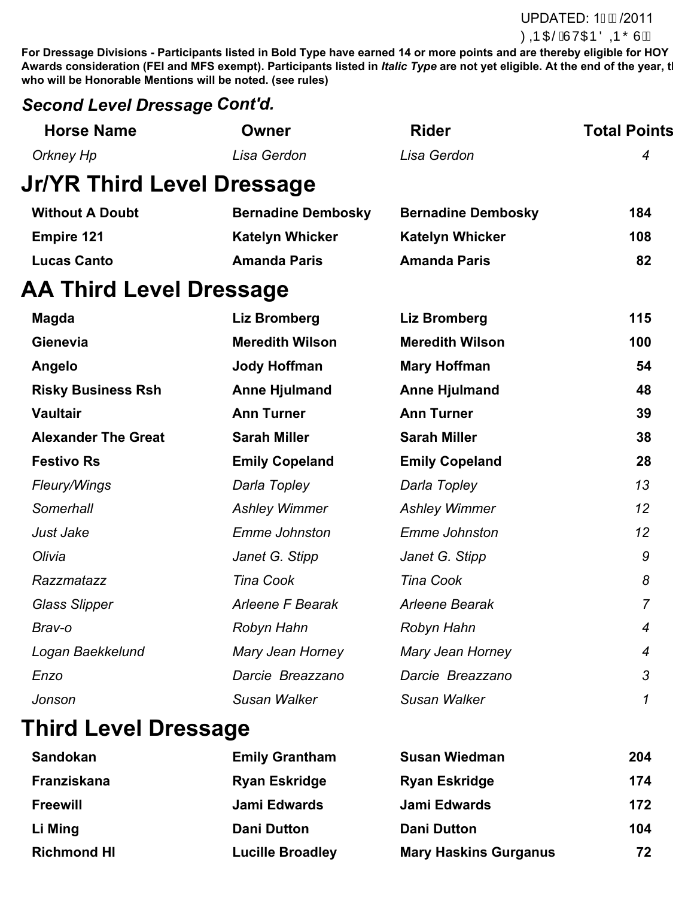**For Dressage Divisions - Participants listed in Bold Type have earned 14 or more points and are thereby eligible for HOY Awards consideration (FEI and MFS exempt). Participants listed in *Italic Type* are not yet eligible. At the end of the year, th who will be Honorable Mentions will be noted. (see rules)**

### *Second Level Dressage* Cont'd.

| Horse Name | Owner | Rider | Total Points |
|---|---|---|---|
| *Orkney Hp* | *Lisa Gerdon* | *Lisa Gerdon* | *4* |

## Jr/YR Third Level Dressage

| Horse Name | Owner | Rider | Total Points |
|---|---|---|---|
| **Without A Doubt** | **Bernadine Dembosky** | **Bernadine Dembosky** | **184** |
| **Empire 121** | **Katelyn Whicker** | **Katelyn Whicker** | **108** |
| **Lucas Canto** | **Amanda Paris** | **Amanda Paris** | **82** |

## AA Third Level Dressage

| Horse Name | Owner | Rider | Total Points |
|---|---|---|---|
| **Magda** | **Liz Bromberg** | **Liz Bromberg** | **115** |
| **Gienevia** | **Meredith Wilson** | **Meredith Wilson** | **100** |
| **Angelo** | **Jody Hoffman** | **Mary Hoffman** | **54** |
| **Risky Business Rsh** | **Anne Hjulmand** | **Anne Hjulmand** | **48** |
| **Vaultair** | **Ann Turner** | **Ann Turner** | **39** |
| **Alexander The Great** | **Sarah Miller** | **Sarah Miller** | **38** |
| **Festivo Rs** | **Emily Copeland** | **Emily Copeland** | **28** |
| *Fleury/Wings* | *Darla Topley* | *Darla Topley* | *13* |
| *Somerhall* | *Ashley Wimmer* | *Ashley Wimmer* | *12* |
| *Just Jake* | *Emme Johnston* | *Emme Johnston* | *12* |
| *Olivia* | *Janet G. Stipp* | *Janet G. Stipp* | *9* |
| *Razzmatazz* | *Tina Cook* | *Tina Cook* | *8* |
| *Glass Slipper* | *Arleene F Bearak* | *Arleene Bearak* | *7* |
| *Brav-o* | *Robyn Hahn* | *Robyn Hahn* | *4* |
| *Logan Baekkelund* | *Mary Jean Horney* | *Mary Jean Horney* | *4* |
| *Enzo* | *Darcie Breazzano* | *Darcie Breazzano* | *3* |
| *Jonson* | *Susan Walker* | *Susan Walker* | *1* |

## Third Level Dressage

| Horse Name | Owner | Rider | Total Points |
|---|---|---|---|
| **Sandokan** | **Emily Grantham** | **Susan Wiedman** | **204** |
| **Franziskana** | **Ryan Eskridge** | **Ryan Eskridge** | **174** |
| **Freewill** | **Jami Edwards** | **Jami Edwards** | **172** |
| **Li Ming** | **Dani Dutton** | **Dani Dutton** | **104** |
| **Richmond Hl** | **Lucille Broadley** | **Mary Haskins Gurganus** | **72** |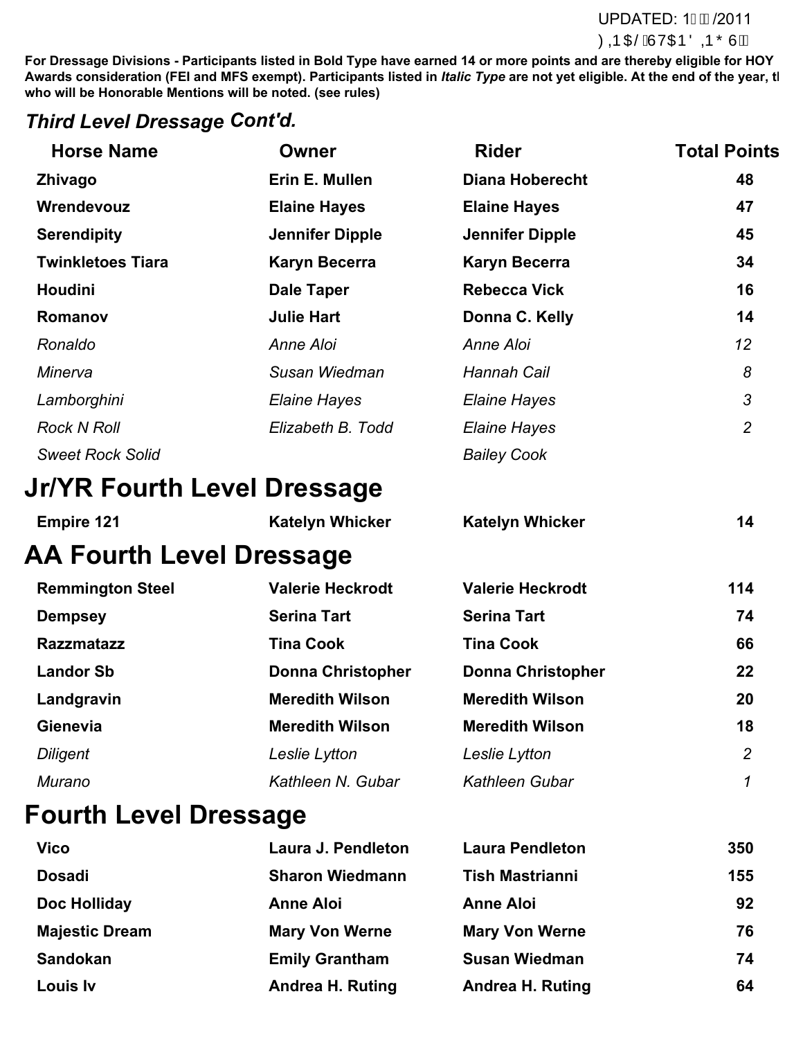UPDATED: 1 /2011

For Dressage Divisions - Participants listed in Bold Type have earned 14 or more points and are thereby eligible for HOY Awards consideration (FEI and MFS exempt). Participants listed in *Italic Type* are not yet eligible. At the end of the year, t who will be Honorable Mentions will be noted. (see rules)

## *Third Level Dressage Cont'd.*

| Horse Name | Owner | Rider | Total Points |
|---|---|---|---|
| **Zhivago** | **Erin E. Mullen** | **Diana Hoberecht** | **48** |
| **Wrendevouz** | **Elaine Hayes** | **Elaine Hayes** | **47** |
| **Serendipity** | **Jennifer Dipple** | **Jennifer Dipple** | **45** |
| **Twinkletoes Tiara** | **Karyn Becerra** | **Karyn Becerra** | **34** |
| **Houdini** | **Dale Taper** | **Rebecca Vick** | **16** |
| **Romanov** | **Julie Hart** | **Donna C. Kelly** | **14** |
| *Ronaldo* | *Anne Aloi* | *Anne Aloi* | *12* |
| *Minerva* | *Susan Wiedman* | *Hannah Cail* | *8* |
| *Lamborghini* | *Elaine Hayes* | *Elaine Hayes* | *3* |
| *Rock N Roll* | *Elizabeth B. Todd* | *Elaine Hayes* | *2* |
| *Sweet Rock Solid* | | *Bailey Cook* | |

## Jr/YR Fourth Level Dressage

| Horse Name | Owner | Rider | Total Points |
|---|---|---|---|
| **Empire 121** | **Katelyn Whicker** | **Katelyn Whicker** | **14** |

## AA Fourth Level Dressage

| Horse Name | Owner | Rider | Total Points |
|---|---|---|---|
| **Remmington Steel** | **Valerie Heckrodt** | **Valerie Heckrodt** | **114** |
| **Dempsey** | **Serina Tart** | **Serina Tart** | **74** |
| **Razzmatazz** | **Tina Cook** | **Tina Cook** | **66** |
| **Landor Sb** | **Donna Christopher** | **Donna Christopher** | **22** |
| **Landgravin** | **Meredith Wilson** | **Meredith Wilson** | **20** |
| **Gienevia** | **Meredith Wilson** | **Meredith Wilson** | **18** |
| *Diligent* | *Leslie Lytton* | *Leslie Lytton* | *2* |
| *Murano* | *Kathleen N. Gubar* | *Kathleen Gubar* | *1* |

## Fourth Level Dressage

| Horse Name | Owner | Rider | Total Points |
|---|---|---|---|
| **Vico** | **Laura J. Pendleton** | **Laura Pendleton** | **350** |
| **Dosadi** | **Sharon Wiedmann** | **Tish Mastrianni** | **155** |
| **Doc Holliday** | **Anne Aloi** | **Anne Aloi** | **92** |
| **Majestic Dream** | **Mary Von Werne** | **Mary Von Werne** | **76** |
| **Sandokan** | **Emily Grantham** | **Susan Wiedman** | **74** |
| **Louis Iv** | **Andrea H. Ruting** | **Andrea H. Ruting** | **64** |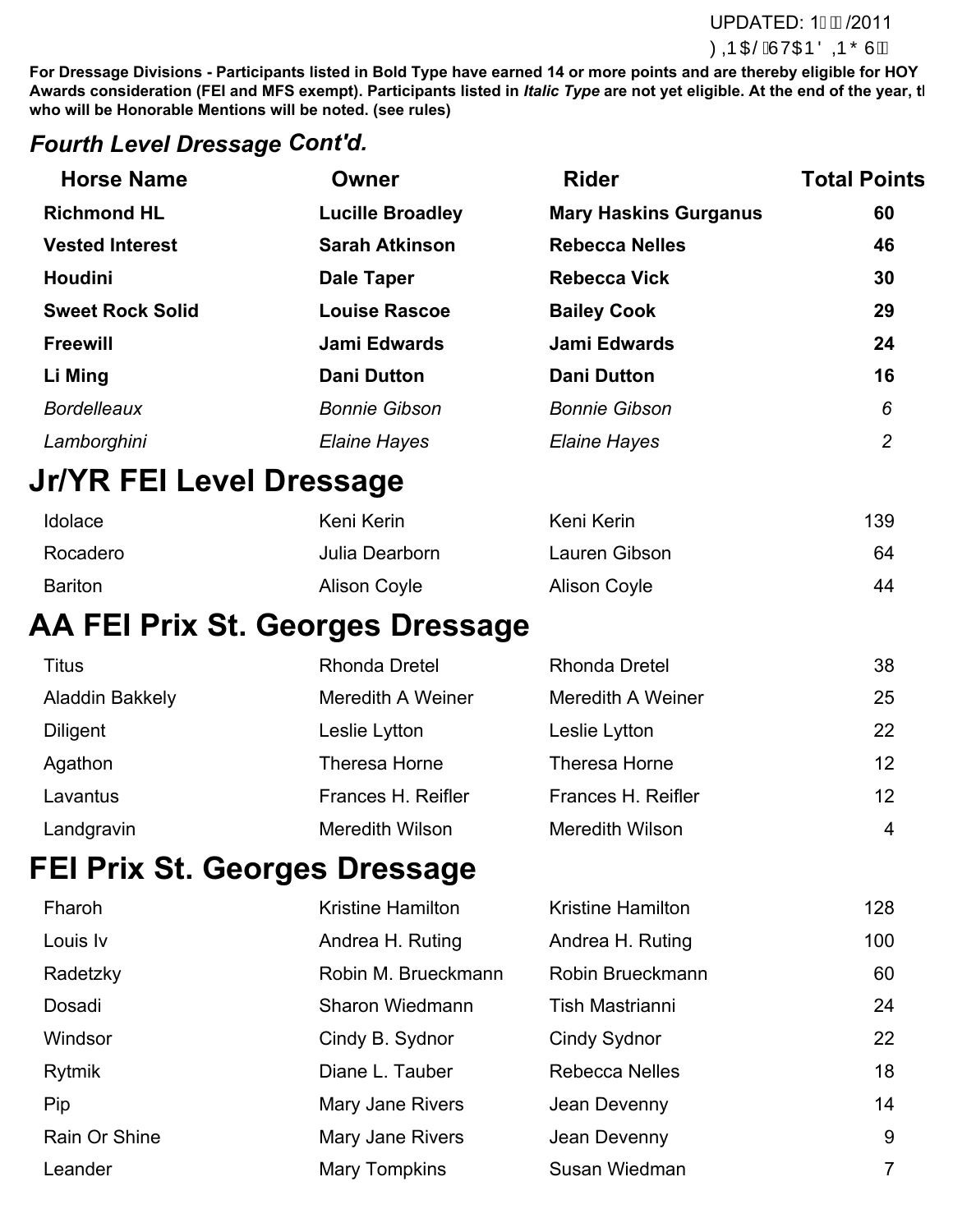UPDATED: 1/2011

**For Dressage Divisions - Participants listed in Bold Type have earned 14 or more points and are thereby eligible for HOY Awards consideration (FEI and MFS exempt). Participants listed in *Italic Type* are not yet eligible. At the end of the year, t who will be Honorable Mentions will be noted. (see rules)**

### *Fourth Level Dressage Cont'd.*

| Horse Name | Owner | Rider | Total Points |
|---|---|---|---|
| **Richmond HL** | **Lucille Broadley** | **Mary Haskins Gurganus** | **60** |
| **Vested Interest** | **Sarah Atkinson** | **Rebecca Nelles** | **46** |
| **Houdini** | **Dale Taper** | **Rebecca Vick** | **30** |
| **Sweet Rock Solid** | **Louise Rascoe** | **Bailey Cook** | **29** |
| **Freewill** | **Jami Edwards** | **Jami Edwards** | **24** |
| **Li Ming** | **Dani Dutton** | **Dani Dutton** | **16** |
| *Bordelleaux* | *Bonnie Gibson* | *Bonnie Gibson* | *6* |
| *Lamborghini* | *Elaine Hayes* | *Elaine Hayes* | *2* |

## Jr/YR FEI Level Dressage

| Horse Name | Owner | Rider | Total Points |
|---|---|---|---|
| Idolace | Keni Kerin | Keni Kerin | 139 |
| Rocadero | Julia Dearborn | Lauren Gibson | 64 |
| Bariton | Alison Coyle | Alison Coyle | 44 |

## AA FEI Prix St. Georges Dressage

| Horse Name | Owner | Rider | Total Points |
|---|---|---|---|
| Titus | Rhonda Dretel | Rhonda Dretel | 38 |
| Aladdin Bakkely | Meredith A Weiner | Meredith A Weiner | 25 |
| Diligent | Leslie Lytton | Leslie Lytton | 22 |
| Agathon | Theresa Horne | Theresa Horne | 12 |
| Lavantus | Frances H. Reifler | Frances H. Reifler | 12 |
| Landgravin | Meredith Wilson | Meredith Wilson | 4 |

## FEI Prix St. Georges Dressage

| Horse Name | Owner | Rider | Total Points |
|---|---|---|---|
| Fharoh | Kristine Hamilton | Kristine Hamilton | 128 |
| Louis Iv | Andrea H. Ruting | Andrea H. Ruting | 100 |
| Radetzky | Robin M. Brueckmann | Robin Brueckmann | 60 |
| Dosadi | Sharon Wiedmann | Tish Mastrianni | 24 |
| Windsor | Cindy B. Sydnor | Cindy Sydnor | 22 |
| Rytmik | Diane L. Tauber | Rebecca Nelles | 18 |
| Pip | Mary Jane Rivers | Jean Devenny | 14 |
| Rain Or Shine | Mary Jane Rivers | Jean Devenny | 9 |
| Leander | Mary Tompkins | Susan Wiedman | 7 |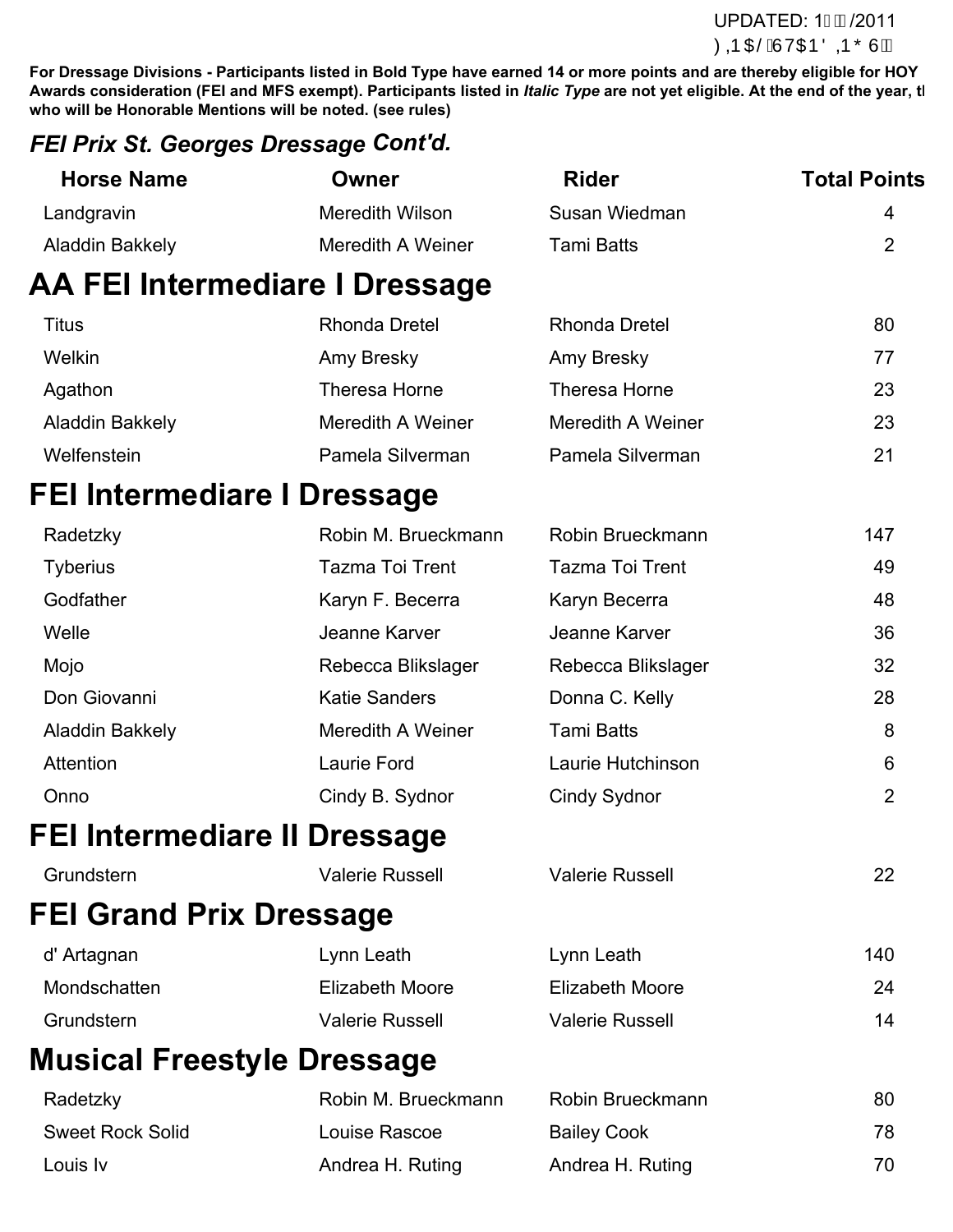**For Dressage Divisions - Participants listed in Bold Type have earned 14 or more points and are thereby eligible for HOY Awards consideration (FEI and MFS exempt). Participants listed in *Italic Type* are not yet eligible. At the end of the year, tl who will be Honorable Mentions will be noted. (see rules)**

### *FEI Prix St. Georges Dressage Cont'd.*

| Horse Name | Owner | Rider | Total Points |
|---|---|---|---|
| Landgravin | Meredith Wilson | Susan Wiedman | 4 |
| Aladdin Bakkely | Meredith A Weiner | Tami Batts | 2 |

## AA FEI Intermediare I Dressage

| Horse Name | Owner | Rider | Total Points |
|---|---|---|---|
| Titus | Rhonda Dretel | Rhonda Dretel | 80 |
| Welkin | Amy Bresky | Amy Bresky | 77 |
| Agathon | Theresa Horne | Theresa Horne | 23 |
| Aladdin Bakkely | Meredith A Weiner | Meredith A Weiner | 23 |
| Welfenstein | Pamela Silverman | Pamela Silverman | 21 |

## FEI Intermediare I Dressage

| Horse Name | Owner | Rider | Total Points |
|---|---|---|---|
| Radetzky | Robin M. Brueckmann | Robin Brueckmann | 147 |
| Tyberius | Tazma Toi Trent | Tazma Toi Trent | 49 |
| Godfather | Karyn F. Becerra | Karyn Becerra | 48 |
| Welle | Jeanne Karver | Jeanne Karver | 36 |
| Mojo | Rebecca Blikslager | Rebecca Blikslager | 32 |
| Don Giovanni | Katie Sanders | Donna C. Kelly | 28 |
| Aladdin Bakkely | Meredith A Weiner | Tami Batts | 8 |
| Attention | Laurie Ford | Laurie Hutchinson | 6 |
| Onno | Cindy B. Sydnor | Cindy Sydnor | 2 |

## FEI Intermediare II Dressage

| Horse Name | Owner | Rider | Total Points |
|---|---|---|---|
| Grundstern | Valerie Russell | Valerie Russell | 22 |

## FEI Grand Prix Dressage

| Horse Name | Owner | Rider | Total Points |
|---|---|---|---|
| d' Artagnan | Lynn Leath | Lynn Leath | 140 |
| Mondschatten | Elizabeth Moore | Elizabeth Moore | 24 |
| Grundstern | Valerie Russell | Valerie Russell | 14 |

## Musical Freestyle Dressage

| Horse Name | Owner | Rider | Total Points |
|---|---|---|---|
| Radetzky | Robin M. Brueckmann | Robin Brueckmann | 80 |
| Sweet Rock Solid | Louise Rascoe | Bailey Cook | 78 |
| Louis Iv | Andrea H. Ruting | Andrea H. Ruting | 70 |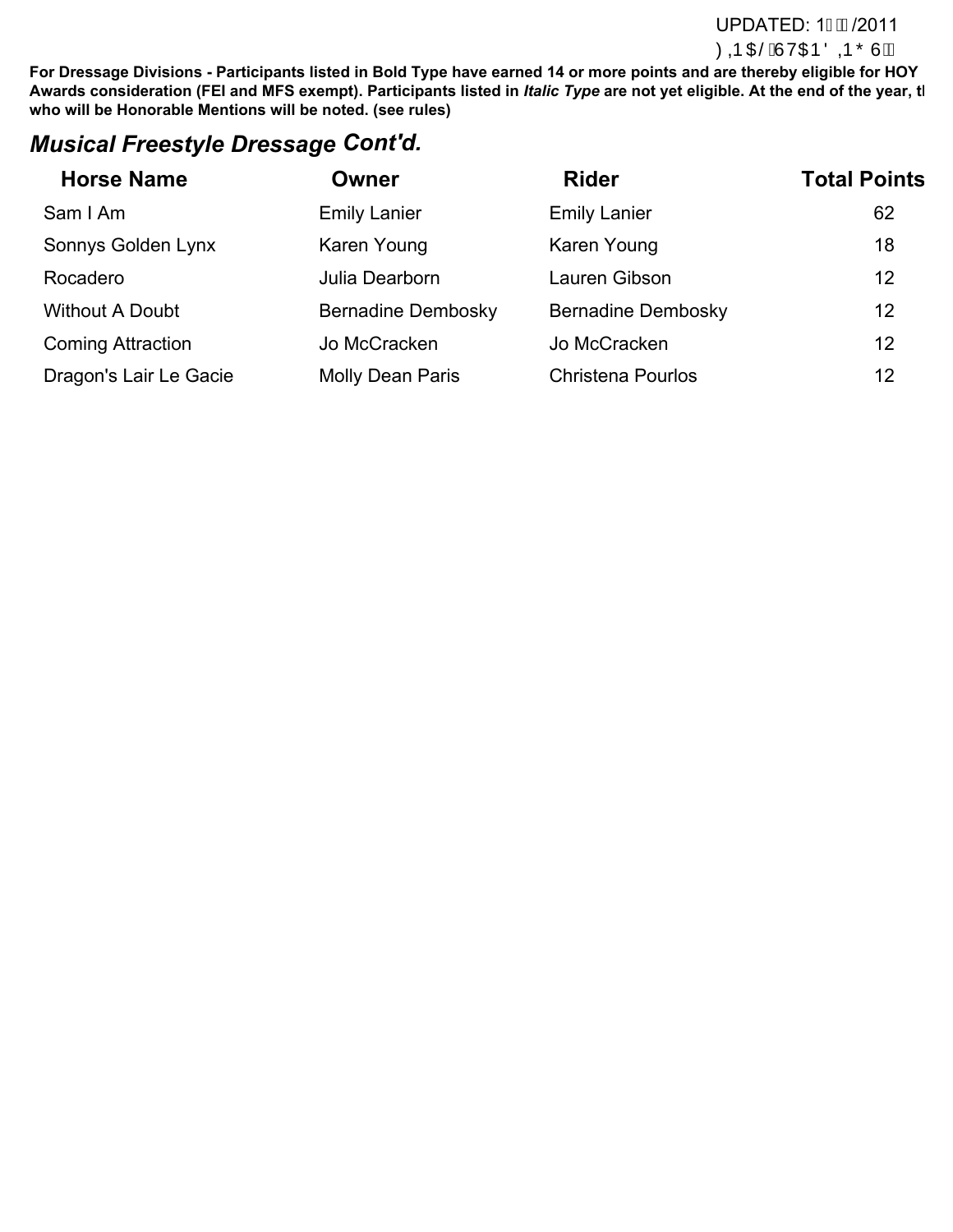UPDATED: 1/2011
FINAL STANDINGS

**For Dressage Divisions - Participants listed in Bold Type have earned 14 or more points and are thereby eligible for HOY Awards consideration (FEI and MFS exempt). Participants listed in *Italic Type* are not yet eligible. At the end of the year, th who will be Honorable Mentions will be noted. (see rules)**

## *Musical Freestyle Dressage* Cont'd.

| Horse Name | Owner | Rider | Total Points |
| --- | --- | --- | --- |
| Sam I Am | Emily Lanier | Emily Lanier | 62 |
| Sonnys Golden Lynx | Karen Young | Karen Young | 18 |
| Rocadero | Julia Dearborn | Lauren Gibson | 12 |
| Without A Doubt | Bernadine Dembosky | Bernadine Dembosky | 12 |
| Coming Attraction | Jo McCracken | Jo McCracken | 12 |
| Dragon's Lair Le Gacie | Molly Dean Paris | Christena Pourlos | 12 |